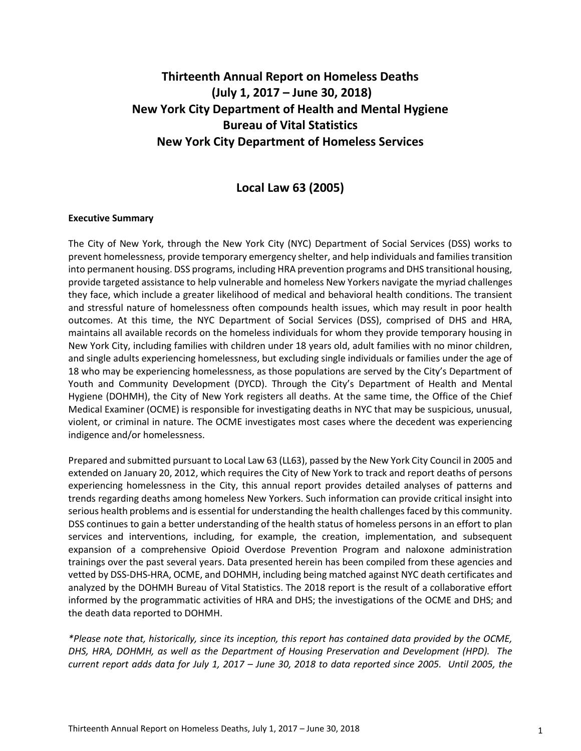# Thirteenth Annual Report on Homeless Deaths
# (July 1, 2017 – June 30, 2018)
# New York City Department of Health and Mental Hygiene
# Bureau of Vital Statistics
# New York City Department of Homeless Services

## Local Law 63 (2005)

**Executive Summary**

The City of New York, through the New York City (NYC) Department of Social Services (DSS) works to prevent homelessness, provide temporary emergency shelter, and help individuals and families transition into permanent housing. DSS programs, including HRA prevention programs and DHS transitional housing, provide targeted assistance to help vulnerable and homeless New Yorkers navigate the myriad challenges they face, which include a greater likelihood of medical and behavioral health conditions. The transient and stressful nature of homelessness often compounds health issues, which may result in poor health outcomes. At this time, the NYC Department of Social Services (DSS), comprised of DHS and HRA, maintains all available records on the homeless individuals for whom they provide temporary housing in New York City, including families with children under 18 years old, adult families with no minor children, and single adults experiencing homelessness, but excluding single individuals or families under the age of 18 who may be experiencing homelessness, as those populations are served by the City's Department of Youth and Community Development (DYCD). Through the City's Department of Health and Mental Hygiene (DOHMH), the City of New York registers all deaths. At the same time, the Office of the Chief Medical Examiner (OCME) is responsible for investigating deaths in NYC that may be suspicious, unusual, violent, or criminal in nature. The OCME investigates most cases where the decedent was experiencing indigence and/or homelessness.

Prepared and submitted pursuant to Local Law 63 (LL63), passed by the New York City Council in 2005 and extended on January 20, 2012, which requires the City of New York to track and report deaths of persons experiencing homelessness in the City, this annual report provides detailed analyses of patterns and trends regarding deaths among homeless New Yorkers. Such information can provide critical insight into serious health problems and is essential for understanding the health challenges faced by this community. DSS continues to gain a better understanding of the health status of homeless persons in an effort to plan services and interventions, including, for example, the creation, implementation, and subsequent expansion of a comprehensive Opioid Overdose Prevention Program and naloxone administration trainings over the past several years. Data presented herein has been compiled from these agencies and vetted by DSS-DHS-HRA, OCME, and DOHMH, including being matched against NYC death certificates and analyzed by the DOHMH Bureau of Vital Statistics. The 2018 report is the result of a collaborative effort informed by the programmatic activities of HRA and DHS; the investigations of the OCME and DHS; and the death data reported to DOHMH.

*\*Please note that, historically, since its inception, this report has contained data provided by the OCME, DHS, HRA, DOHMH, as well as the Department of Housing Preservation and Development (HPD). The current report adds data for July 1, 2017 – June 30, 2018 to data reported since 2005. Until 2005, the*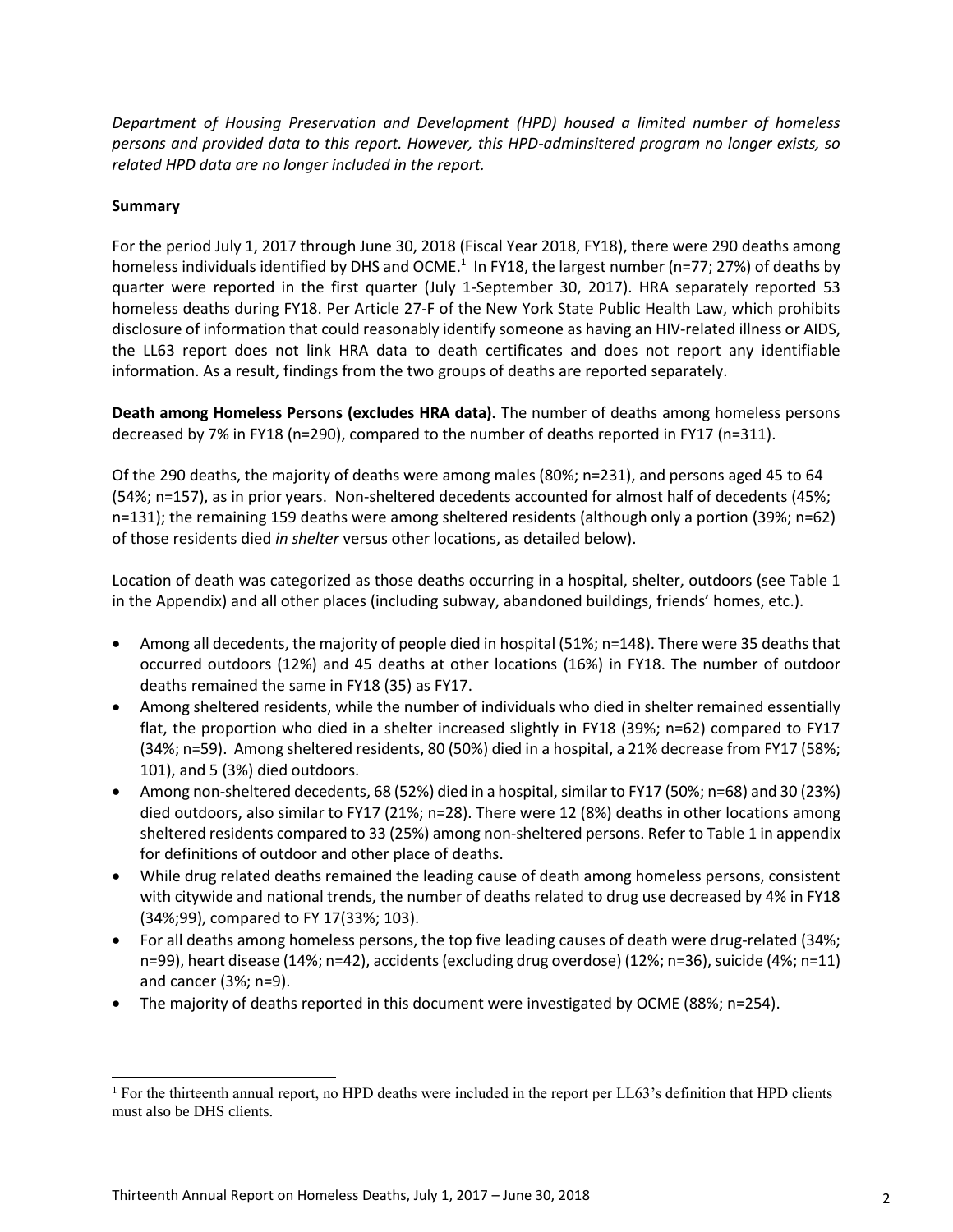*Department of Housing Preservation and Development (HPD) housed a limited number of homeless persons and provided data to this report. However, this HPD-adminsitered program no longer exists, so related HPD data are no longer included in the report.*

**Summary**

For the period July 1, 2017 through June 30, 2018 (Fiscal Year 2018, FY18), there were 290 deaths among homeless individuals identified by DHS and OCME.[1] In FY18, the largest number (n=77; 27%) of deaths by quarter were reported in the first quarter (July 1-September 30, 2017). HRA separately reported 53 homeless deaths during FY18. Per Article 27-F of the New York State Public Health Law, which prohibits disclosure of information that could reasonably identify someone as having an HIV-related illness or AIDS, the LL63 report does not link HRA data to death certificates and does not report any identifiable information. As a result, findings from the two groups of deaths are reported separately.

**Death among Homeless Persons (excludes HRA data).** The number of deaths among homeless persons decreased by 7% in FY18 (n=290), compared to the number of deaths reported in FY17 (n=311).

Of the 290 deaths, the majority of deaths were among males (80%; n=231), and persons aged 45 to 64 (54%; n=157), as in prior years. Non-sheltered decedents accounted for almost half of decedents (45%; n=131); the remaining 159 deaths were among sheltered residents (although only a portion (39%; n=62) of those residents died *in shelter* versus other locations, as detailed below).

Location of death was categorized as those deaths occurring in a hospital, shelter, outdoors (see Table 1 in the Appendix) and all other places (including subway, abandoned buildings, friends' homes, etc.).

- Among all decedents, the majority of people died in hospital (51%; n=148). There were 35 deaths that occurred outdoors (12%) and 45 deaths at other locations (16%) in FY18. The number of outdoor deaths remained the same in FY18 (35) as FY17.
- Among sheltered residents, while the number of individuals who died in shelter remained essentially flat, the proportion who died in a shelter increased slightly in FY18 (39%; n=62) compared to FY17 (34%; n=59). Among sheltered residents, 80 (50%) died in a hospital, a 21% decrease from FY17 (58%; 101), and 5 (3%) died outdoors.
- Among non-sheltered decedents, 68 (52%) died in a hospital, similar to FY17 (50%; n=68) and 30 (23%) died outdoors, also similar to FY17 (21%; n=28). There were 12 (8%) deaths in other locations among sheltered residents compared to 33 (25%) among non-sheltered persons. Refer to Table 1 in appendix for definitions of outdoor and other place of deaths.
- While drug related deaths remained the leading cause of death among homeless persons, consistent with citywide and national trends, the number of deaths related to drug use decreased by 4% in FY18 (34%;99), compared to FY 17(33%; 103).
- For all deaths among homeless persons, the top five leading causes of death were drug-related (34%; n=99), heart disease (14%; n=42), accidents (excluding drug overdose) (12%; n=36), suicide (4%; n=11) and cancer (3%; n=9).
- The majority of deaths reported in this document were investigated by OCME (88%; n=254).

[1] For the thirteenth annual report, no HPD deaths were included in the report per LL63's definition that HPD clients must also be DHS clients.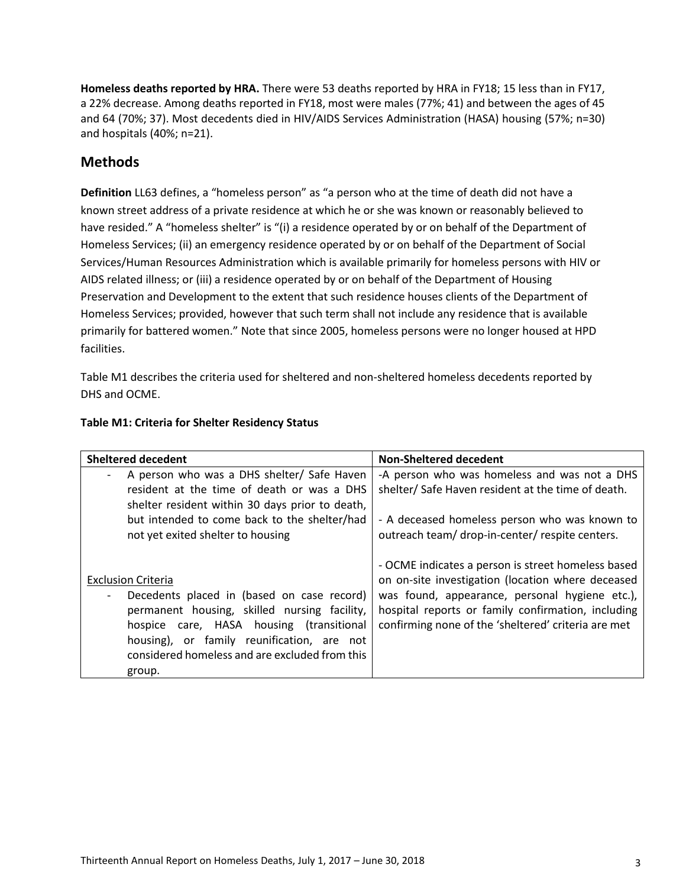**Homeless deaths reported by HRA.** There were 53 deaths reported by HRA in FY18; 15 less than in FY17, a 22% decrease. Among deaths reported in FY18, most were males (77%; 41) and between the ages of 45 and 64 (70%; 37). Most decedents died in HIV/AIDS Services Administration (HASA) housing (57%; n=30) and hospitals (40%; n=21).

## Methods

**Definition** LL63 defines, a "homeless person" as "a person who at the time of death did not have a known street address of a private residence at which he or she was known or reasonably believed to have resided." A "homeless shelter" is "(i) a residence operated by or on behalf of the Department of Homeless Services; (ii) an emergency residence operated by or on behalf of the Department of Social Services/Human Resources Administration which is available primarily for homeless persons with HIV or AIDS related illness; or (iii) a residence operated by or on behalf of the Department of Housing Preservation and Development to the extent that such residence houses clients of the Department of Homeless Services; provided, however that such term shall not include any residence that is available primarily for battered women." Note that since 2005, homeless persons were no longer housed at HPD facilities.

Table M1 describes the criteria used for sheltered and non-sheltered homeless decedents reported by DHS and OCME.

**Table M1: Criteria for Shelter Residency Status**

| Sheltered decedent | Non-Sheltered decedent |
|---|---|
| - A person who was a DHS shelter/ Safe Haven resident at the time of death or was a DHS shelter resident within 30 days prior to death, but intended to come back to the shelter/had not yet exited shelter to housing<br><br>Exclusion Criteria<br>- Decedents placed in (based on case record) permanent housing, skilled nursing facility, hospice care, HASA housing (transitional housing), or family reunification, are not considered homeless and are excluded from this group. | -A person who was homeless and was not a DHS shelter/ Safe Haven resident at the time of death.<br><br>- A deceased homeless person who was known to outreach team/ drop-in-center/ respite centers.<br><br>- OCME indicates a person is street homeless based on on-site investigation (location where deceased was found, appearance, personal hygiene etc.), hospital reports or family confirmation, including confirming none of the 'sheltered' criteria are met |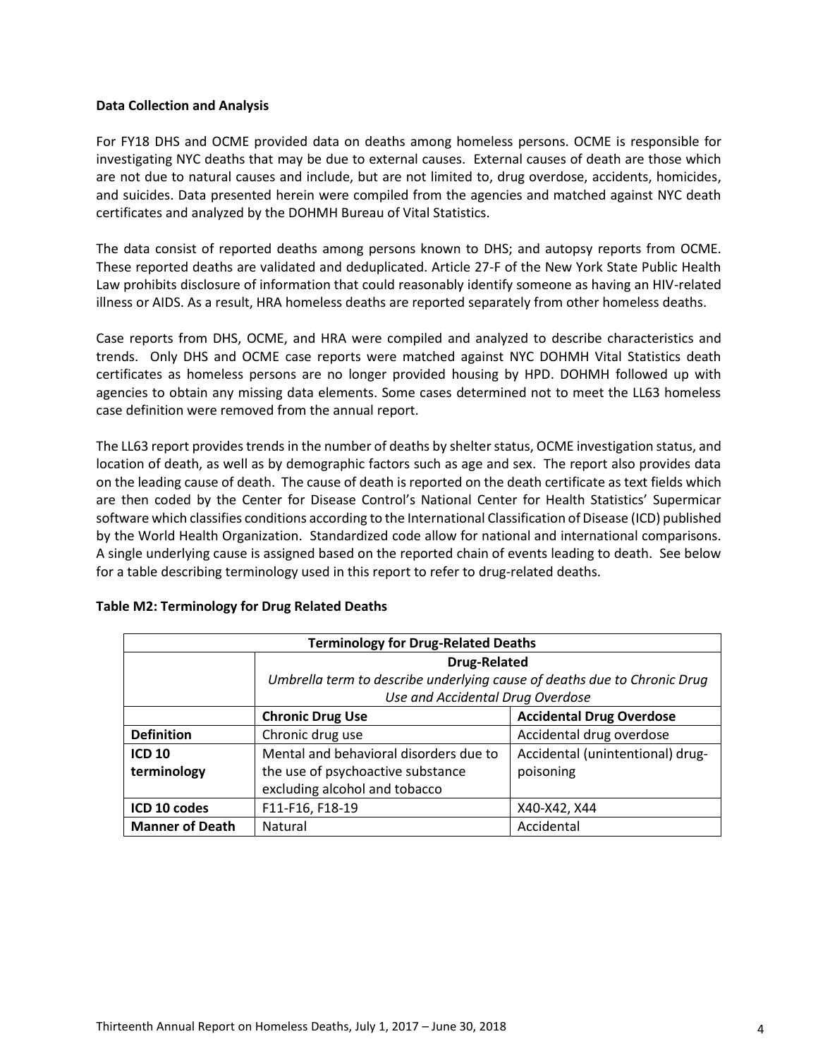**Data Collection and Analysis**

For FY18 DHS and OCME provided data on deaths among homeless persons. OCME is responsible for investigating NYC deaths that may be due to external causes. External causes of death are those which are not due to natural causes and include, but are not limited to, drug overdose, accidents, homicides, and suicides. Data presented herein were compiled from the agencies and matched against NYC death certificates and analyzed by the DOHMH Bureau of Vital Statistics.

The data consist of reported deaths among persons known to DHS; and autopsy reports from OCME. These reported deaths are validated and deduplicated. Article 27-F of the New York State Public Health Law prohibits disclosure of information that could reasonably identify someone as having an HIV-related illness or AIDS. As a result, HRA homeless deaths are reported separately from other homeless deaths.

Case reports from DHS, OCME, and HRA were compiled and analyzed to describe characteristics and trends. Only DHS and OCME case reports were matched against NYC DOHMH Vital Statistics death certificates as homeless persons are no longer provided housing by HPD. DOHMH followed up with agencies to obtain any missing data elements. Some cases determined not to meet the LL63 homeless case definition were removed from the annual report.

The LL63 report provides trends in the number of deaths by shelter status, OCME investigation status, and location of death, as well as by demographic factors such as age and sex. The report also provides data on the leading cause of death. The cause of death is reported on the death certificate as text fields which are then coded by the Center for Disease Control's National Center for Health Statistics' Supermicar software which classifies conditions according to the International Classification of Disease (ICD) published by the World Health Organization. Standardized code allow for national and international comparisons. A single underlying cause is assigned based on the reported chain of events leading to death. See below for a table describing terminology used in this report to refer to drug-related deaths.

**Table M2: Terminology for Drug Related Deaths**

| **Terminology for Drug-Related Deaths** | | |
|---|---|---|
| | **Drug-Related**<br>*Umbrella term to describe underlying cause of deaths due to Chronic Drug Use and Accidental Drug Overdose* | |
| | **Chronic Drug Use** | **Accidental Drug Overdose** |
| **Definition** | Chronic drug use | Accidental drug overdose |
| **ICD 10 terminology** | Mental and behavioral disorders due to the use of psychoactive substance excluding alcohol and tobacco | Accidental (unintentional) drug-poisoning |
| **ICD 10 codes** | F11-F16, F18-19 | X40-X42, X44 |
| **Manner of Death** | Natural | Accidental |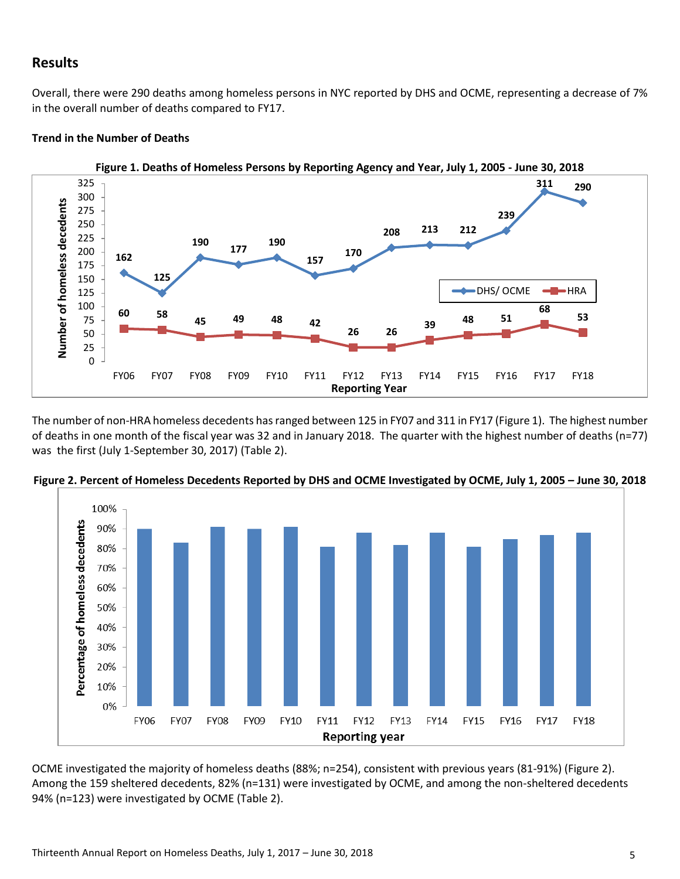## Results

Overall, there were 290 deaths among homeless persons in NYC reported by DHS and OCME, representing a decrease of 7% in the overall number of deaths compared to FY17.

### Trend in the Number of Deaths

**Figure 1. Deaths of Homeless Persons by Reporting Agency and Year, July 1, 2005 - June 30, 2018**

| Reporting Year | DHS/ OCME | HRA |
|---|---|---|
| FY06 | 162 | 60 |
| FY07 | 125 | 58 |
| FY08 | 190 | 45 |
| FY09 | 177 | 49 |
| FY10 | 190 | 48 |
| FY11 | 157 | 42 |
| FY12 | 170 | 26 |
| FY13 | 208 | 26 |
| FY14 | 213 | 39 |
| FY15 | 212 | 48 |
| FY16 | 239 | 51 |
| FY17 | 311 | 68 |
| FY18 | 290 | 53 |

The number of non-HRA homeless decedents has ranged between 125 in FY07 and 311 in FY17 (Figure 1). The highest number of deaths in one month of the fiscal year was 32 and in January 2018. The quarter with the highest number of deaths (n=77) was the first (July 1-September 30, 2017) (Table 2).

**Figure 2. Percent of Homeless Decedents Reported by DHS and OCME Investigated by OCME, July 1, 2005 – June 30, 2018**

OCME investigated the majority of homeless deaths (88%; n=254), consistent with previous years (81-91%) (Figure 2). Among the 159 sheltered decedents, 82% (n=131) were investigated by OCME, and among the non-sheltered decedents 94% (n=123) were investigated by OCME (Table 2).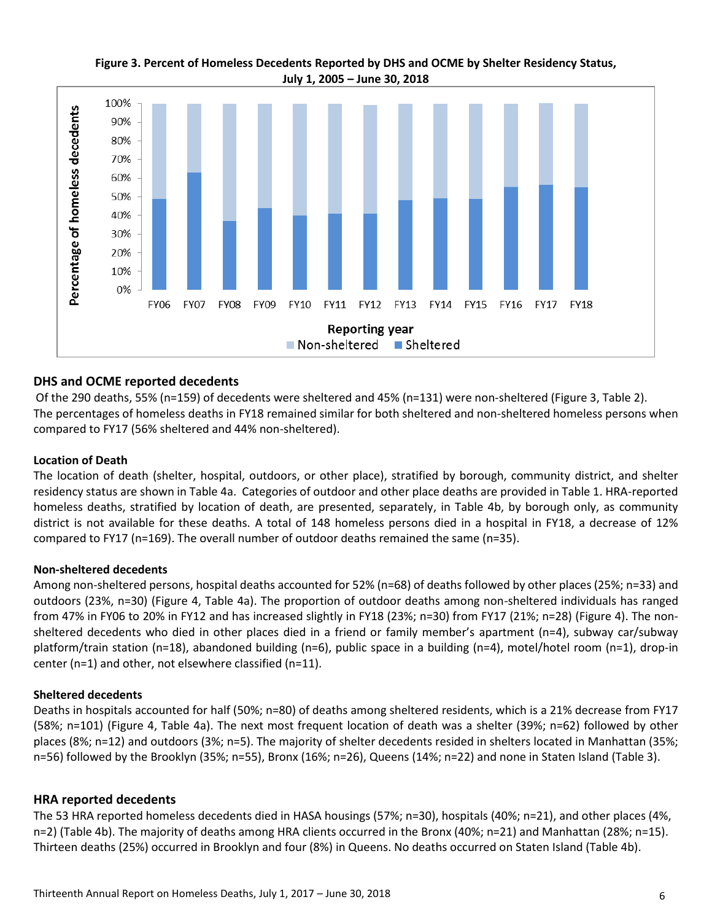**Figure 3. Percent of Homeless Decedents Reported by DHS and OCME by Shelter Residency Status, July 1, 2005 – June 30, 2018**

## DHS and OCME reported decedents

Of the 290 deaths, 55% (n=159) of decedents were sheltered and 45% (n=131) were non-sheltered (Figure 3, Table 2). The percentages of homeless deaths in FY18 remained similar for both sheltered and non-sheltered homeless persons when compared to FY17 (56% sheltered and 44% non-sheltered).

### Location of Death

The location of death (shelter, hospital, outdoors, or other place), stratified by borough, community district, and shelter residency status are shown in Table 4a. Categories of outdoor and other place deaths are provided in Table 1. HRA-reported homeless deaths, stratified by location of death, are presented, separately, in Table 4b, by borough only, as community district is not available for these deaths. A total of 148 homeless persons died in a hospital in FY18, a decrease of 12% compared to FY17 (n=169). The overall number of outdoor deaths remained the same (n=35).

### Non-sheltered decedents

Among non-sheltered persons, hospital deaths accounted for 52% (n=68) of deaths followed by other places (25%; n=33) and outdoors (23%, n=30) (Figure 4, Table 4a). The proportion of outdoor deaths among non-sheltered individuals has ranged from 47% in FY06 to 20% in FY12 and has increased slightly in FY18 (23%; n=30) from FY17 (21%; n=28) (Figure 4). The non-sheltered decedents who died in other places died in a friend or family member's apartment (n=4), subway car/subway platform/train station (n=18), abandoned building (n=6), public space in a building (n=4), motel/hotel room (n=1), drop-in center (n=1) and other, not elsewhere classified (n=11).

### Sheltered decedents

Deaths in hospitals accounted for half (50%; n=80) of deaths among sheltered residents, which is a 21% decrease from FY17 (58%; n=101) (Figure 4, Table 4a). The next most frequent location of death was a shelter (39%; n=62) followed by other places (8%; n=12) and outdoors (3%; n=5). The majority of shelter decedents resided in shelters located in Manhattan (35%; n=56) followed by the Brooklyn (35%; n=55), Bronx (16%; n=26), Queens (14%; n=22) and none in Staten Island (Table 3).

## HRA reported decedents

The 53 HRA reported homeless decedents died in HASA housings (57%; n=30), hospitals (40%; n=21), and other places (4%, n=2) (Table 4b). The majority of deaths among HRA clients occurred in the Bronx (40%; n=21) and Manhattan (28%; n=15). Thirteen deaths (25%) occurred in Brooklyn and four (8%) in Queens. No deaths occurred on Staten Island (Table 4b).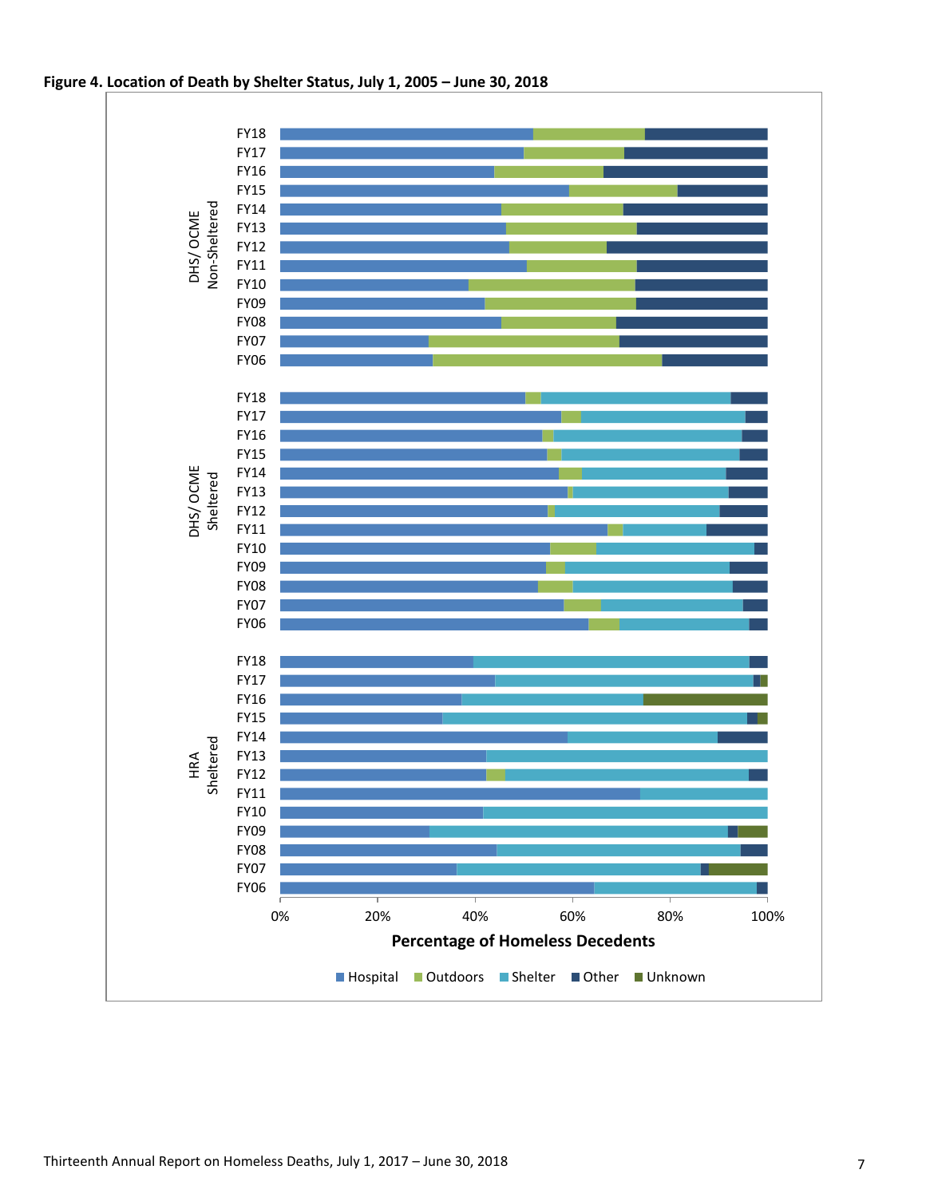**Figure 4. Location of Death by Shelter Status, July 1, 2005 – June 30, 2018**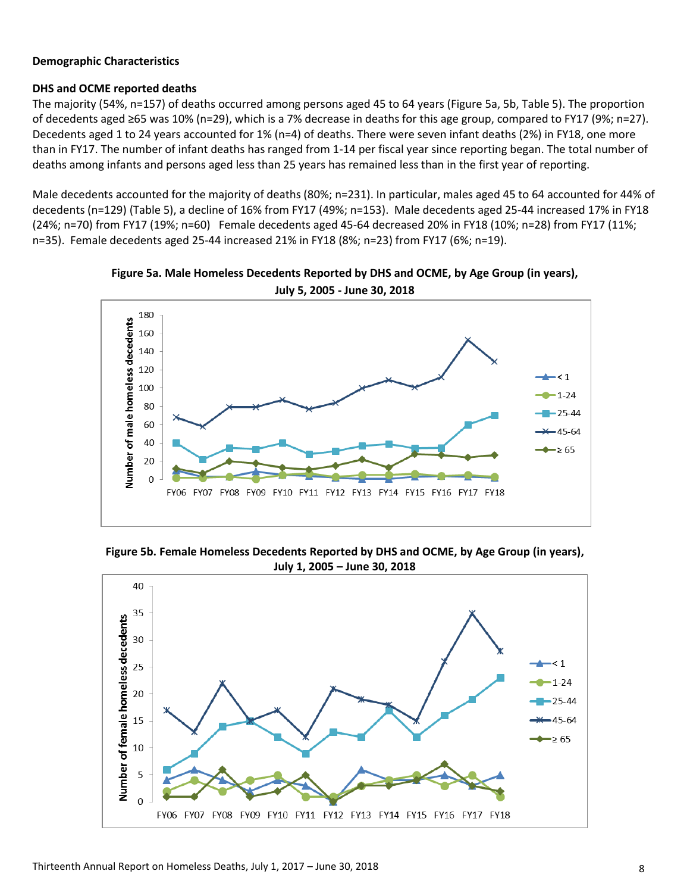**Demographic Characteristics**

**DHS and OCME reported deaths**

The majority (54%, n=157) of deaths occurred among persons aged 45 to 64 years (Figure 5a, 5b, Table 5). The proportion of decedents aged ≥65 was 10% (n=29), which is a 7% decrease in deaths for this age group, compared to FY17 (9%; n=27). Decedents aged 1 to 24 years accounted for 1% (n=4) of deaths. There were seven infant deaths (2%) in FY18, one more than in FY17. The number of infant deaths has ranged from 1-14 per fiscal year since reporting began. The total number of deaths among infants and persons aged less than 25 years has remained less than in the first year of reporting.

Male decedents accounted for the majority of deaths (80%; n=231). In particular, males aged 45 to 64 accounted for 44% of decedents (n=129) (Table 5), a decline of 16% from FY17 (49%; n=153). Male decedents aged 25-44 increased 17% in FY18 (24%; n=70) from FY17 (19%; n=60) Female decedents aged 45-64 decreased 20% in FY18 (10%; n=28) from FY17 (11%; n=35). Female decedents aged 25-44 increased 21% in FY18 (8%; n=23) from FY17 (6%; n=19).

**Figure 5a. Male Homeless Decedents Reported by DHS and OCME, by Age Group (in years), July 5, 2005 - June 30, 2018**

**Figure 5b. Female Homeless Decedents Reported by DHS and OCME, by Age Group (in years), July 1, 2005 – June 30, 2018**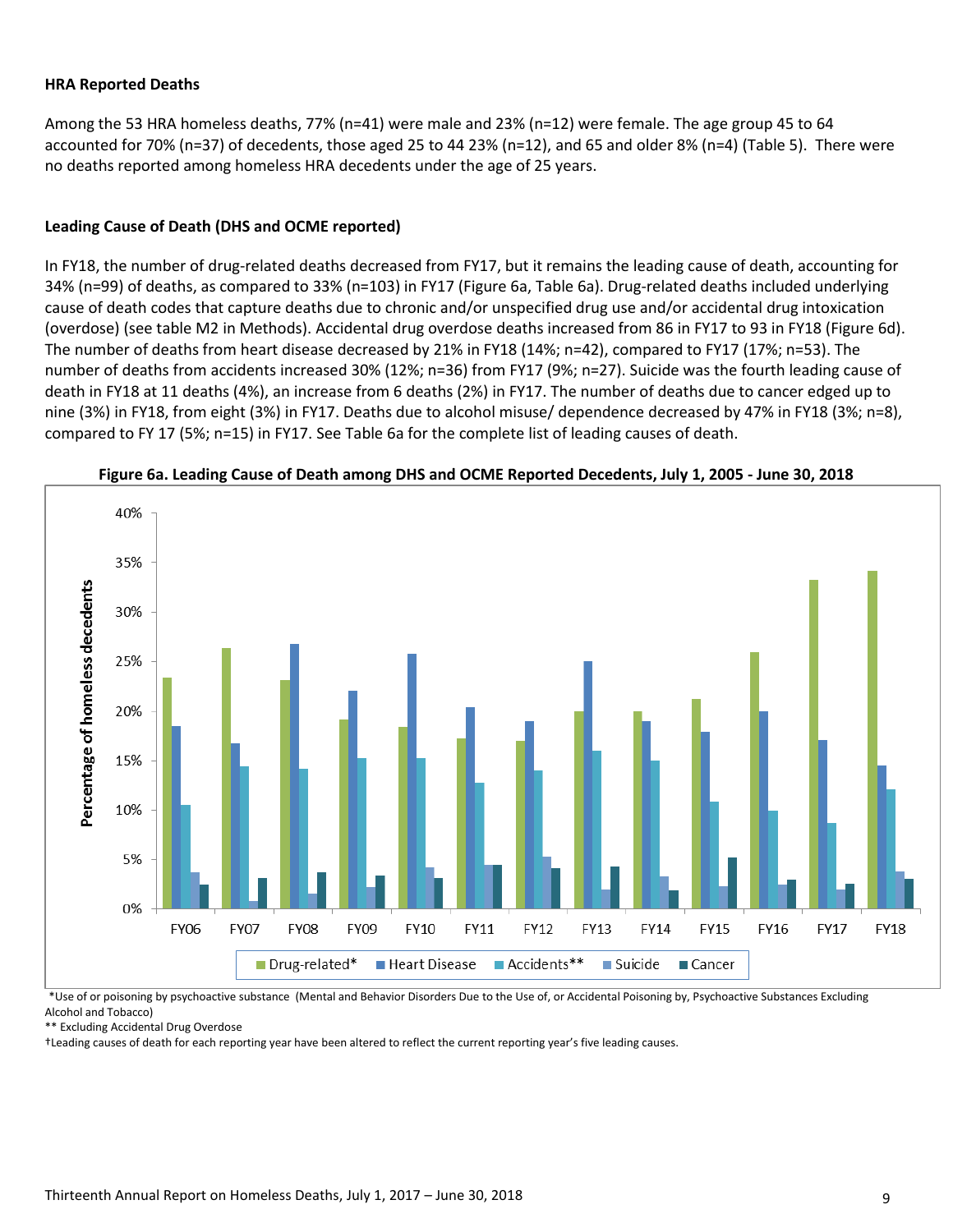### HRA Reported Deaths

Among the 53 HRA homeless deaths, 77% (n=41) were male and 23% (n=12) were female. The age group 45 to 64 accounted for 70% (n=37) of decedents, those aged 25 to 44 23% (n=12), and 65 and older 8% (n=4) (Table 5). There were no deaths reported among homeless HRA decedents under the age of 25 years.

### Leading Cause of Death (DHS and OCME reported)

In FY18, the number of drug-related deaths decreased from FY17, but it remains the leading cause of death, accounting for 34% (n=99) of deaths, as compared to 33% (n=103) in FY17 (Figure 6a, Table 6a). Drug-related deaths included underlying cause of death codes that capture deaths due to chronic and/or unspecified drug use and/or accidental drug intoxication (overdose) (see table M2 in Methods). Accidental drug overdose deaths increased from 86 in FY17 to 93 in FY18 (Figure 6d). The number of deaths from heart disease decreased by 21% in FY18 (14%; n=42), compared to FY17 (17%; n=53). The number of deaths from accidents increased 30% (12%; n=36) from FY17 (9%; n=27). Suicide was the fourth leading cause of death in FY18 at 11 deaths (4%), an increase from 6 deaths (2%) in FY17. The number of deaths due to cancer edged up to nine (3%) in FY18, from eight (3%) in FY17. Deaths due to alcohol misuse/ dependence decreased by 47% in FY18 (3%; n=8), compared to FY 17 (5%; n=15) in FY17. See Table 6a for the complete list of leading causes of death.

**Figure 6a. Leading Cause of Death among DHS and OCME Reported Decedents, July 1, 2005 - June 30, 2018**

*Use of or poisoning by psychoactive substance (Mental and Behavior Disorders Due to the Use of, or Accidental Poisoning by, Psychoactive Substances Excluding Alcohol and Tobacco)

** Excluding Accidental Drug Overdose

†Leading causes of death for each reporting year have been altered to reflect the current reporting year's five leading causes.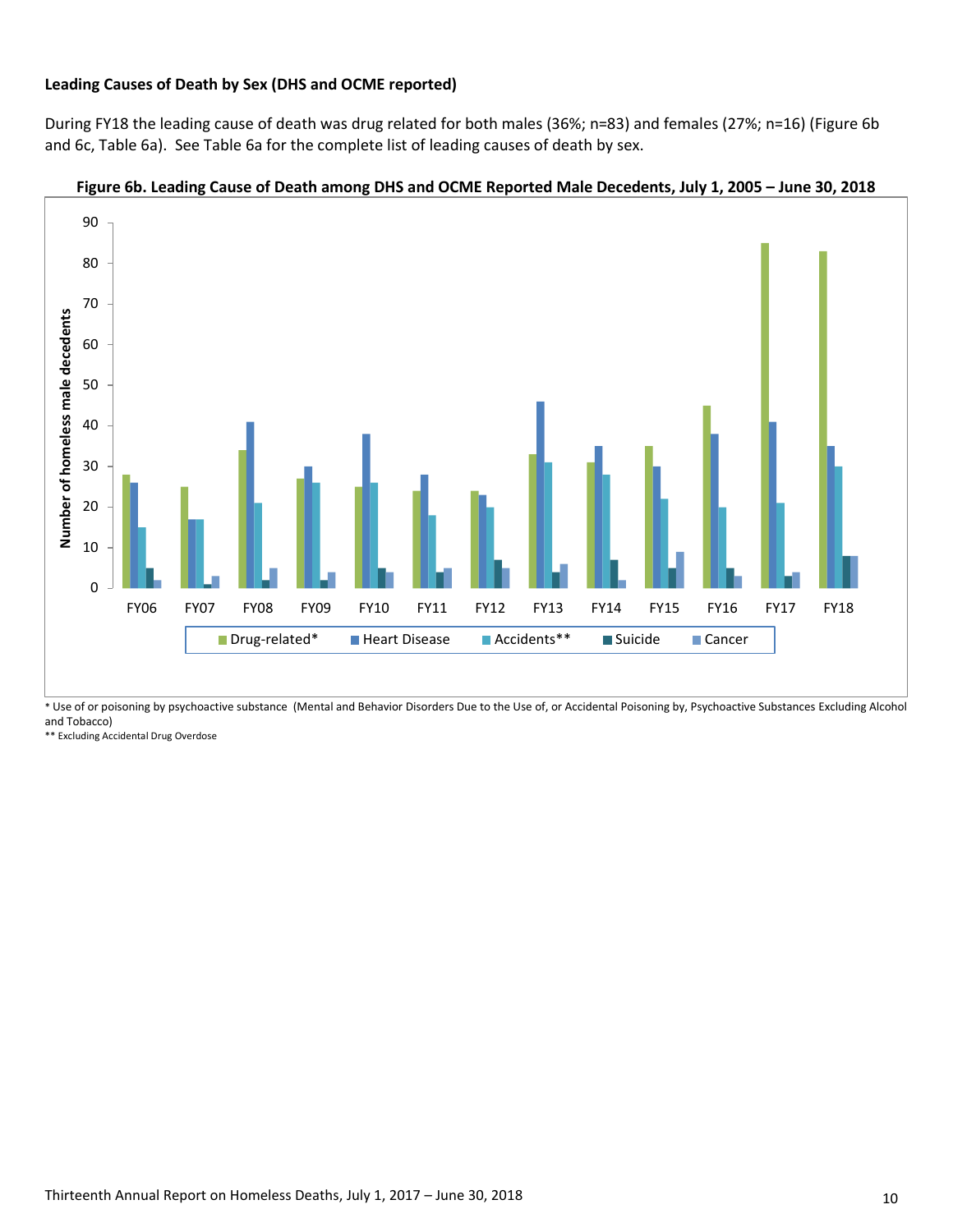**Leading Causes of Death by Sex (DHS and OCME reported)**

During FY18 the leading cause of death was drug related for both males (36%; n=83) and females (27%; n=16) (Figure 6b and 6c, Table 6a). See Table 6a for the complete list of leading causes of death by sex.

**Figure 6b. Leading Cause of Death among DHS and OCME Reported Male Decedents, July 1, 2005 – June 30, 2018**

\* Use of or poisoning by psychoactive substance (Mental and Behavior Disorders Due to the Use of, or Accidental Poisoning by, Psychoactive Substances Excluding Alcohol and Tobacco)

\*\* Excluding Accidental Drug Overdose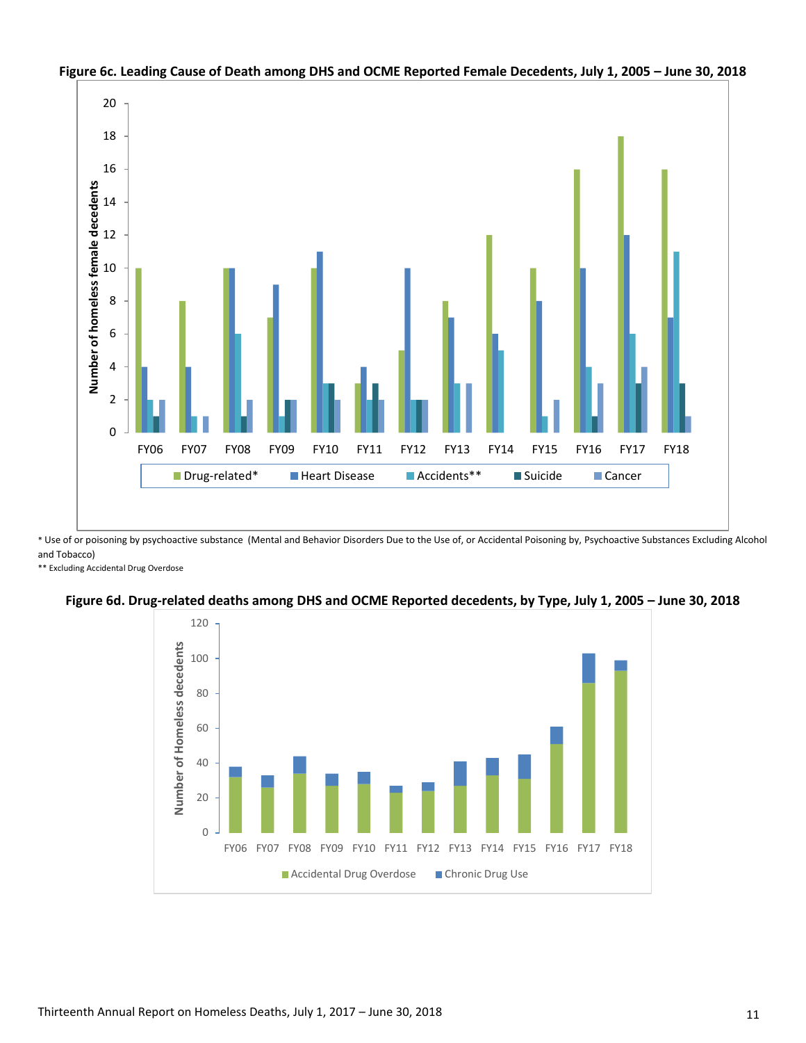**Figure 6c. Leading Cause of Death among DHS and OCME Reported Female Decedents, July 1, 2005 – June 30, 2018**

\* Use of or poisoning by psychoactive substance (Mental and Behavior Disorders Due to the Use of, or Accidental Poisoning by, Psychoactive Substances Excluding Alcohol and Tobacco)

\*\* Excluding Accidental Drug Overdose

**Figure 6d. Drug-related deaths among DHS and OCME Reported decedents, by Type, July 1, 2005 – June 30, 2018**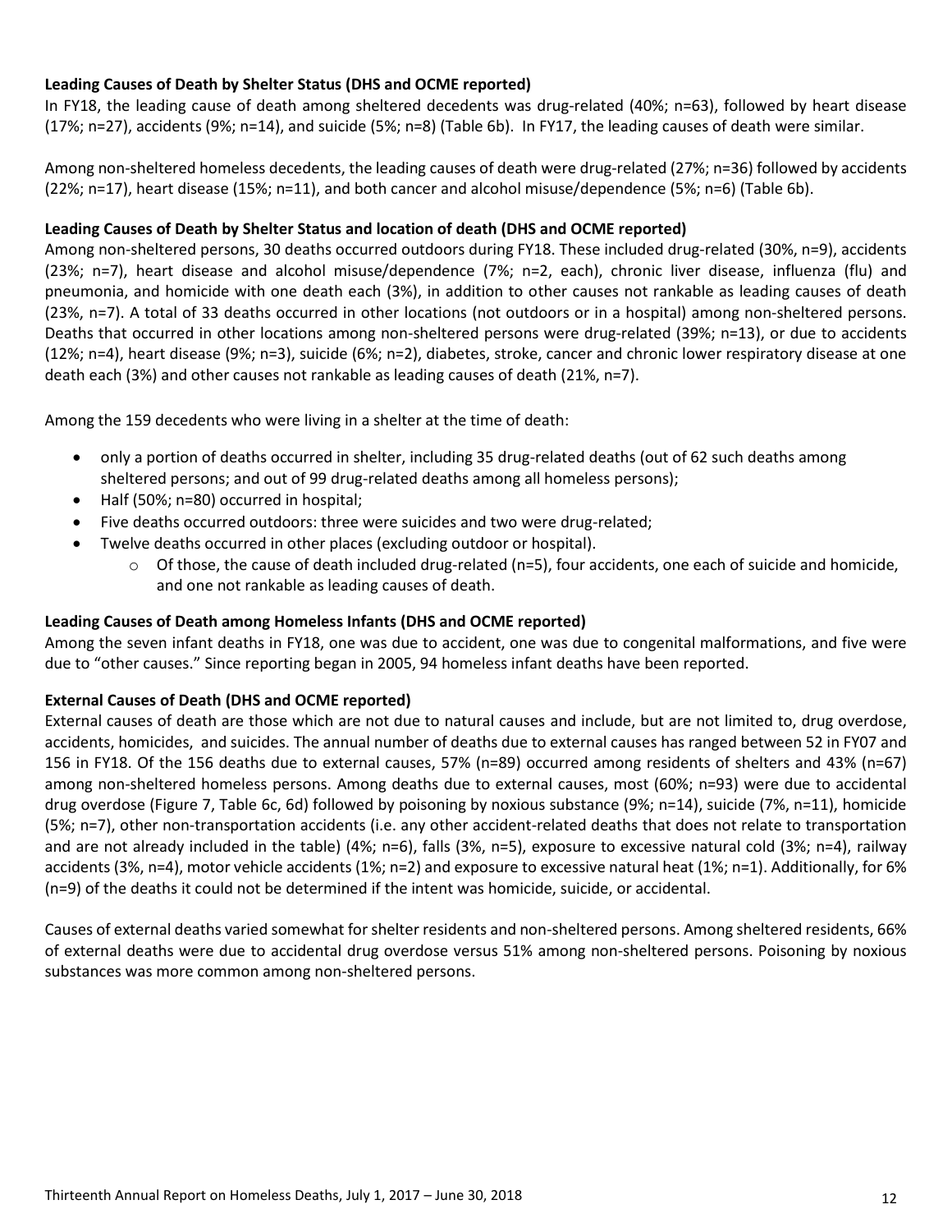**Leading Causes of Death by Shelter Status (DHS and OCME reported)**

In FY18, the leading cause of death among sheltered decedents was drug-related (40%; n=63), followed by heart disease (17%; n=27), accidents (9%; n=14), and suicide (5%; n=8) (Table 6b). In FY17, the leading causes of death were similar.

Among non-sheltered homeless decedents, the leading causes of death were drug-related (27%; n=36) followed by accidents (22%; n=17), heart disease (15%; n=11), and both cancer and alcohol misuse/dependence (5%; n=6) (Table 6b).

**Leading Causes of Death by Shelter Status and location of death (DHS and OCME reported)**

Among non-sheltered persons, 30 deaths occurred outdoors during FY18. These included drug-related (30%, n=9), accidents (23%; n=7), heart disease and alcohol misuse/dependence (7%; n=2, each), chronic liver disease, influenza (flu) and pneumonia, and homicide with one death each (3%), in addition to other causes not rankable as leading causes of death (23%, n=7). A total of 33 deaths occurred in other locations (not outdoors or in a hospital) among non-sheltered persons. Deaths that occurred in other locations among non-sheltered persons were drug-related (39%; n=13), or due to accidents (12%; n=4), heart disease (9%; n=3), suicide (6%; n=2), diabetes, stroke, cancer and chronic lower respiratory disease at one death each (3%) and other causes not rankable as leading causes of death (21%, n=7).

Among the 159 decedents who were living in a shelter at the time of death:

- only a portion of deaths occurred in shelter, including 35 drug-related deaths (out of 62 such deaths among sheltered persons; and out of 99 drug-related deaths among all homeless persons);
- Half (50%; n=80) occurred in hospital;
- Five deaths occurred outdoors: three were suicides and two were drug-related;
- Twelve deaths occurred in other places (excluding outdoor or hospital).
  - Of those, the cause of death included drug-related (n=5), four accidents, one each of suicide and homicide, and one not rankable as leading causes of death.

**Leading Causes of Death among Homeless Infants (DHS and OCME reported)**

Among the seven infant deaths in FY18, one was due to accident, one was due to congenital malformations, and five were due to "other causes." Since reporting began in 2005, 94 homeless infant deaths have been reported.

**External Causes of Death (DHS and OCME reported)**

External causes of death are those which are not due to natural causes and include, but are not limited to, drug overdose, accidents, homicides, and suicides. The annual number of deaths due to external causes has ranged between 52 in FY07 and 156 in FY18. Of the 156 deaths due to external causes, 57% (n=89) occurred among residents of shelters and 43% (n=67) among non-sheltered homeless persons. Among deaths due to external causes, most (60%; n=93) were due to accidental drug overdose (Figure 7, Table 6c, 6d) followed by poisoning by noxious substance (9%; n=14), suicide (7%, n=11), homicide (5%; n=7), other non-transportation accidents (i.e. any other accident-related deaths that does not relate to transportation and are not already included in the table) (4%; n=6), falls (3%, n=5), exposure to excessive natural cold (3%; n=4), railway accidents (3%, n=4), motor vehicle accidents (1%; n=2) and exposure to excessive natural heat (1%; n=1). Additionally, for 6% (n=9) of the deaths it could not be determined if the intent was homicide, suicide, or accidental.

Causes of external deaths varied somewhat for shelter residents and non-sheltered persons. Among sheltered residents, 66% of external deaths were due to accidental drug overdose versus 51% among non-sheltered persons. Poisoning by noxious substances was more common among non-sheltered persons.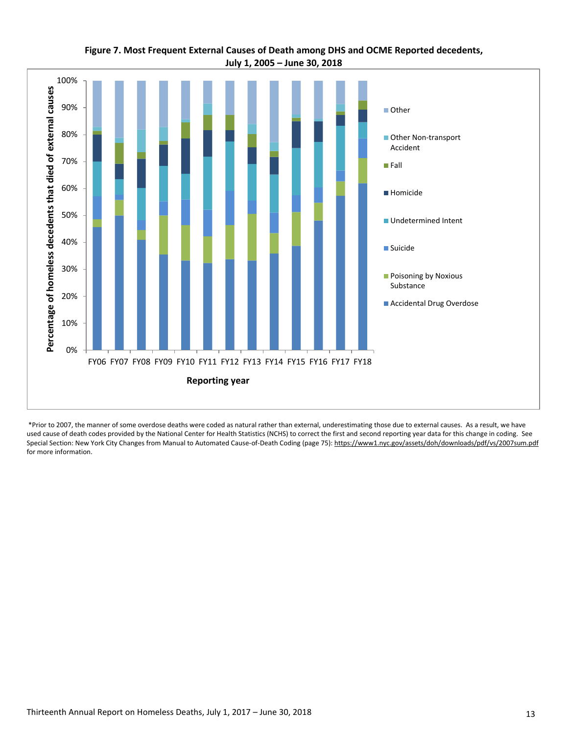**Figure 7. Most Frequent External Causes of Death among DHS and OCME Reported decedents, July 1, 2005 – June 30, 2018**

*Prior to 2007, the manner of some overdose deaths were coded as natural rather than external, underestimating those due to external causes. As a result, we have used cause of death codes provided by the National Center for Health Statistics (NCHS) to correct the first and second reporting year data for this change in coding. See Special Section: New York City Changes from Manual to Automated Cause-of-Death Coding (page 75): https://www1.nyc.gov/assets/doh/downloads/pdf/vs/2007sum.pdf for more information.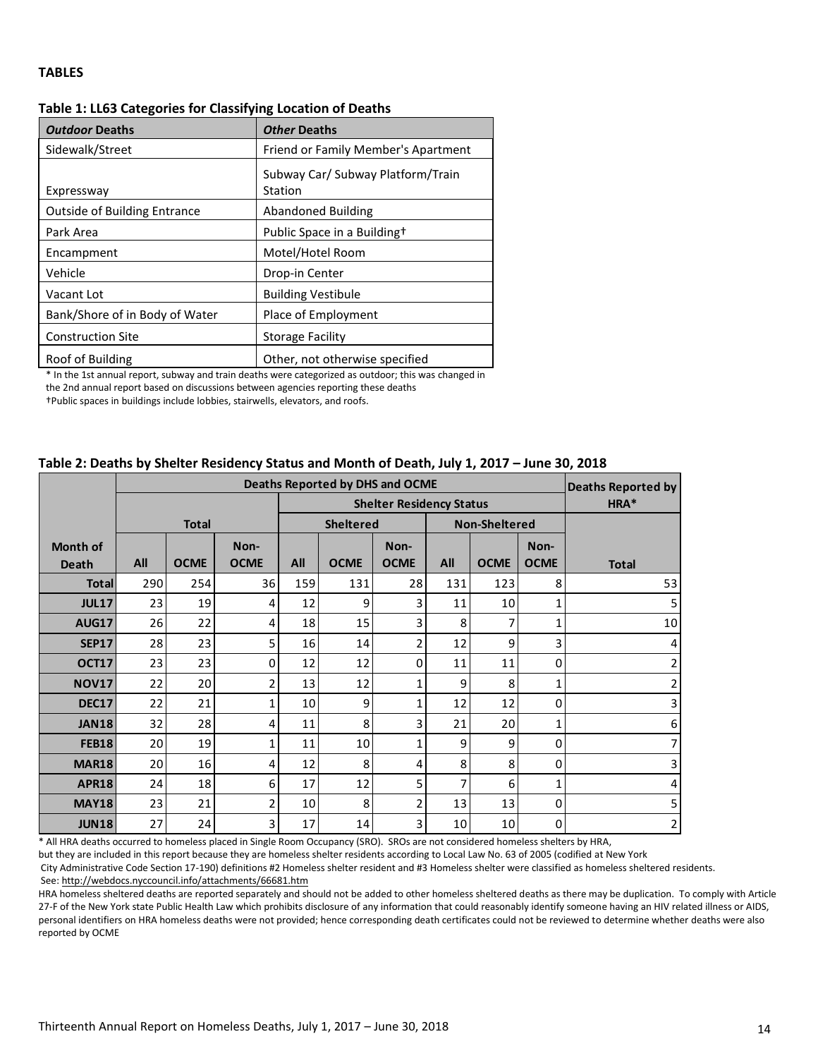## TABLES

**Table 1: LL63 Categories for Classifying Location of Deaths**

| *Outdoor* Deaths | *Other* Deaths |
|---|---|
| Sidewalk/Street | Friend or Family Member's Apartment |
| Expressway | Subway Car/ Subway Platform/Train Station |
| Outside of Building Entrance | Abandoned Building |
| Park Area | Public Space in a Building† |
| Encampment | Motel/Hotel Room |
| Vehicle | Drop-in Center |
| Vacant Lot | Building Vestibule |
| Bank/Shore of in Body of Water | Place of Employment |
| Construction Site | Storage Facility |
| Roof of Building | Other, not otherwise specified |

* In the 1st annual report, subway and train deaths were categorized as outdoor; this was changed in the 2nd annual report based on discussions between agencies reporting these deaths

†Public spaces in buildings include lobbies, stairwells, elevators, and roofs.

**Table 2: Deaths by Shelter Residency Status and Month of Death, July 1, 2017 – June 30, 2018**

| | Deaths Reported by DHS and OCME | | | | | | | | | Deaths Reported by HRA* |
|---|---|---|---|---|---|---|---|---|---|---|
| | | | | Shelter Residency Status | | | | | | |
| | Total | | | Sheltered | | | Non-Sheltered | | | |
| Month of Death | All | OCME | Non-OCME | All | OCME | Non-OCME | All | OCME | Non-OCME | Total |
| **Total** | 290 | 254 | 36 | 159 | 131 | 28 | 131 | 123 | 8 | 53 |
| **JUL17** | 23 | 19 | 4 | 12 | 9 | 3 | 11 | 10 | 1 | 5 |
| **AUG17** | 26 | 22 | 4 | 18 | 15 | 3 | 8 | 7 | 1 | 10 |
| **SEP17** | 28 | 23 | 5 | 16 | 14 | 2 | 12 | 9 | 3 | 4 |
| **OCT17** | 23 | 23 | 0 | 12 | 12 | 0 | 11 | 11 | 0 | 2 |
| **NOV17** | 22 | 20 | 2 | 13 | 12 | 1 | 9 | 8 | 1 | 2 |
| **DEC17** | 22 | 21 | 1 | 10 | 9 | 1 | 12 | 12 | 0 | 3 |
| **JAN18** | 32 | 28 | 4 | 11 | 8 | 3 | 21 | 20 | 1 | 6 |
| **FEB18** | 20 | 19 | 1 | 11 | 10 | 1 | 9 | 9 | 0 | 7 |
| **MAR18** | 20 | 16 | 4 | 12 | 8 | 4 | 8 | 8 | 0 | 3 |
| **APR18** | 24 | 18 | 6 | 17 | 12 | 5 | 7 | 6 | 1 | 4 |
| **MAY18** | 23 | 21 | 2 | 10 | 8 | 2 | 13 | 13 | 0 | 5 |
| **JUN18** | 27 | 24 | 3 | 17 | 14 | 3 | 10 | 10 | 0 | 2 |

* All HRA deaths occurred to homeless placed in Single Room Occupancy (SRO). SROs are not considered homeless shelters by HRA, but they are included in this report because they are homeless shelter residents according to Local Law No. 63 of 2005 (codified at New York City Administrative Code Section 17-190) definitions #2 Homeless shelter resident and #3 Homeless shelter were classified as homeless sheltered residents. See: http://webdocs.nyccouncil.info/attachments/66681.htm

HRA homeless sheltered deaths are reported separately and should not be added to other homeless sheltered deaths as there may be duplication. To comply with Article 27-F of the New York state Public Health Law which prohibits disclosure of any information that could reasonably identify someone having an HIV related illness or AIDS, personal identifiers on HRA homeless deaths were not provided; hence corresponding death certificates could not be reviewed to determine whether deaths were also reported by OCME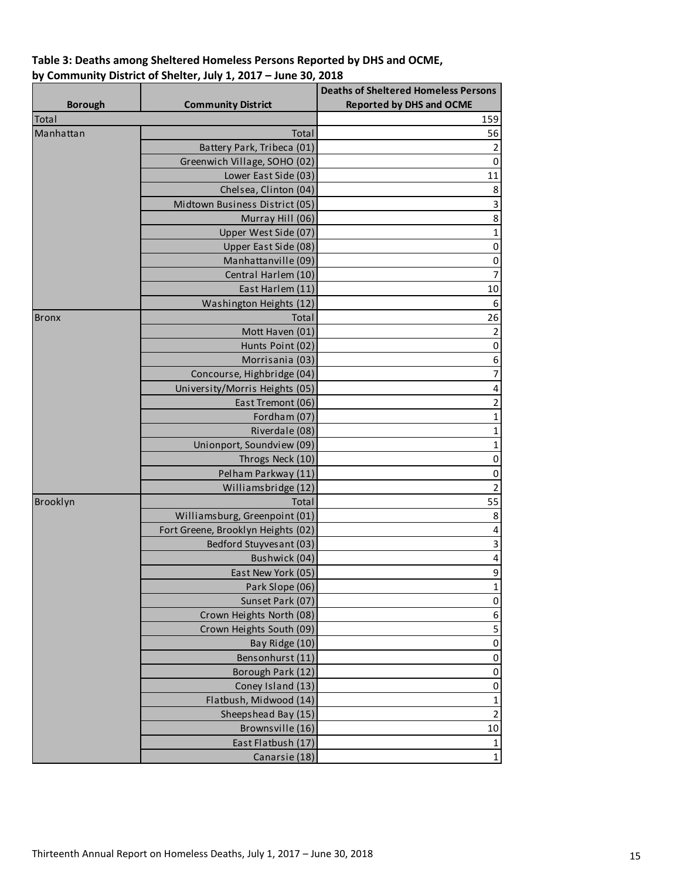**Table 3: Deaths among Sheltered Homeless Persons Reported by DHS and OCME, by Community District of Shelter, July 1, 2017 – June 30, 2018**

| Borough | Community District | Deaths of Sheltered Homeless Persons Reported by DHS and OCME |
|---|---|---|
| Total | | 159 |
| Manhattan | Total | 56 |
| | Battery Park, Tribeca (01) | 2 |
| | Greenwich Village, SOHO (02) | 0 |
| | Lower East Side (03) | 11 |
| | Chelsea, Clinton (04) | 8 |
| | Midtown Business District (05) | 3 |
| | Murray Hill (06) | 8 |
| | Upper West Side (07) | 1 |
| | Upper East Side (08) | 0 |
| | Manhattanville (09) | 0 |
| | Central Harlem (10) | 7 |
| | East Harlem (11) | 10 |
| | Washington Heights (12) | 6 |
| Bronx | Total | 26 |
| | Mott Haven (01) | 2 |
| | Hunts Point (02) | 0 |
| | Morrisania (03) | 6 |
| | Concourse, Highbridge (04) | 7 |
| | University/Morris Heights (05) | 4 |
| | East Tremont (06) | 2 |
| | Fordham (07) | 1 |
| | Riverdale (08) | 1 |
| | Unionport, Soundview (09) | 1 |
| | Throgs Neck (10) | 0 |
| | Pelham Parkway (11) | 0 |
| | Williamsbridge (12) | 2 |
| Brooklyn | Total | 55 |
| | Williamsburg, Greenpoint (01) | 8 |
| | Fort Greene, Brooklyn Heights (02) | 4 |
| | Bedford Stuyvesant (03) | 3 |
| | Bushwick (04) | 4 |
| | East New York (05) | 9 |
| | Park Slope (06) | 1 |
| | Sunset Park (07) | 0 |
| | Crown Heights North (08) | 6 |
| | Crown Heights South (09) | 5 |
| | Bay Ridge (10) | 0 |
| | Bensonhurst (11) | 0 |
| | Borough Park (12) | 0 |
| | Coney Island (13) | 0 |
| | Flatbush, Midwood (14) | 1 |
| | Sheepshead Bay (15) | 2 |
| | Brownsville (16) | 10 |
| | East Flatbush (17) | 1 |
| | Canarsie (18) | 1 |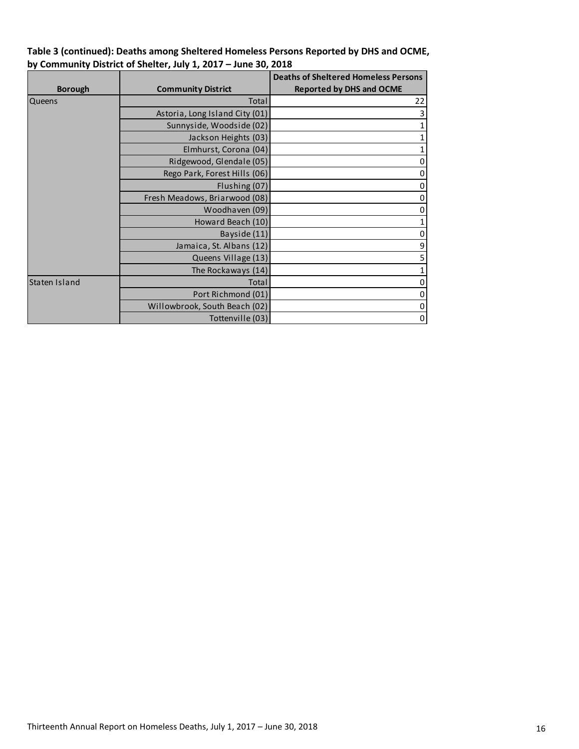**Table 3 (continued): Deaths among Sheltered Homeless Persons Reported by DHS and OCME, by Community District of Shelter, July 1, 2017 – June 30, 2018**

| Borough | Community District | Deaths of Sheltered Homeless Persons Reported by DHS and OCME |
|---|---|---|
| Queens | Total | 22 |
| | Astoria, Long Island City (01) | 3 |
| | Sunnyside, Woodside (02) | 1 |
| | Jackson Heights (03) | 1 |
| | Elmhurst, Corona (04) | 1 |
| | Ridgewood, Glendale (05) | 0 |
| | Rego Park, Forest Hills (06) | 0 |
| | Flushing (07) | 0 |
| | Fresh Meadows, Briarwood (08) | 0 |
| | Woodhaven (09) | 0 |
| | Howard Beach (10) | 1 |
| | Bayside (11) | 0 |
| | Jamaica, St. Albans (12) | 9 |
| | Queens Village (13) | 5 |
| | The Rockaways (14) | 1 |
| Staten Island | Total | 0 |
| | Port Richmond (01) | 0 |
| | Willowbrook, South Beach (02) | 0 |
| | Tottenville (03) | 0 |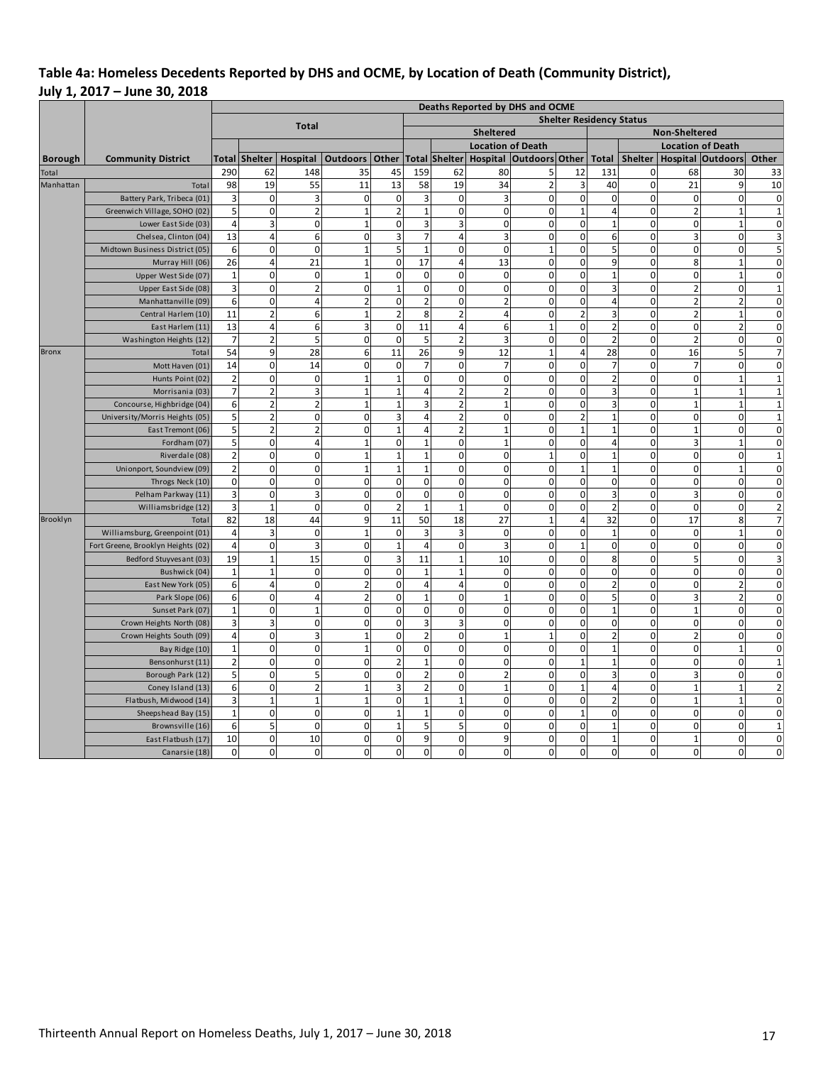## Table 4a: Homeless Decedents Reported by DHS and OCME, by Location of Death (Community District), July 1, 2017 – June 30, 2018

| | | Deaths Reported by DHS and OCME | | | | | | | | | | | | | | |
|---|---|---|---|---|---|---|---|---|---|---|---|---|---|---|---|---|
| | | Total | | | | | Shelter Residency Status | | | | | | | | | |
| | | | | | | | Sheltered | | | | | Non-Sheltered | | | | |
| | | | | | | | | Location of Death | | | | | Location of Death | | | |
| Borough | Community District | Total | Shelter | Hospital | Outdoors | Other | Total | Shelter | Hospital | Outdoors | Other | Total | Shelter | Hospital | Outdoors | Other |
| Total | | 290 | 62 | 148 | 35 | 45 | 159 | 62 | 80 | 5 | 12 | 131 | 0 | 68 | 30 | 33 |
| Manhattan | Total | 98 | 19 | 55 | 11 | 13 | 58 | 19 | 34 | 2 | 3 | 40 | 0 | 21 | 9 | 10 |
| | Battery Park, Tribeca (01) | 3 | 0 | 3 | 0 | 0 | 3 | 0 | 3 | 0 | 0 | 0 | 0 | 0 | 0 | 0 |
| | Greenwich Village, SOHO (02) | 5 | 0 | 2 | 1 | 2 | 1 | 0 | 0 | 0 | 1 | 4 | 0 | 2 | 1 | 1 |
| | Lower East Side (03) | 4 | 3 | 0 | 1 | 0 | 3 | 3 | 0 | 0 | 0 | 1 | 0 | 0 | 1 | 0 |
| | Chelsea, Clinton (04) | 13 | 4 | 6 | 0 | 3 | 7 | 4 | 3 | 0 | 0 | 6 | 0 | 3 | 0 | 3 |
| | Midtown Business District (05) | 6 | 0 | 0 | 1 | 5 | 1 | 0 | 0 | 1 | 0 | 5 | 0 | 0 | 0 | 5 |
| | Murray Hill (06) | 26 | 4 | 21 | 1 | 0 | 17 | 4 | 13 | 0 | 0 | 9 | 0 | 8 | 1 | 0 |
| | Upper West Side (07) | 1 | 0 | 0 | 1 | 0 | 0 | 0 | 0 | 0 | 0 | 1 | 0 | 0 | 1 | 0 |
| | Upper East Side (08) | 3 | 0 | 2 | 0 | 1 | 0 | 0 | 0 | 0 | 0 | 3 | 0 | 2 | 0 | 1 |
| | Manhattanville (09) | 6 | 0 | 4 | 2 | 0 | 2 | 0 | 2 | 0 | 0 | 4 | 0 | 2 | 2 | 0 |
| | Central Harlem (10) | 11 | 2 | 6 | 1 | 2 | 8 | 2 | 4 | 0 | 2 | 3 | 0 | 2 | 1 | 0 |
| | East Harlem (11) | 13 | 4 | 6 | 3 | 0 | 11 | 4 | 6 | 1 | 0 | 2 | 0 | 0 | 2 | 0 |
| | Washington Heights (12) | 7 | 2 | 5 | 0 | 0 | 5 | 2 | 3 | 0 | 0 | 2 | 0 | 2 | 0 | 0 |
| Bronx | Total | 54 | 9 | 28 | 6 | 11 | 26 | 9 | 12 | 1 | 4 | 28 | 0 | 16 | 5 | 7 |
| | Mott Haven (01) | 14 | 0 | 14 | 0 | 0 | 7 | 0 | 7 | 0 | 0 | 7 | 0 | 7 | 0 | 0 |
| | Hunts Point (02) | 2 | 0 | 0 | 1 | 1 | 0 | 0 | 0 | 0 | 0 | 2 | 0 | 0 | 1 | 1 |
| | Morrisania (03) | 7 | 2 | 3 | 1 | 1 | 4 | 2 | 2 | 0 | 0 | 3 | 0 | 1 | 1 | 1 |
| | Concourse, Highbridge (04) | 6 | 2 | 2 | 1 | 1 | 3 | 2 | 1 | 0 | 0 | 3 | 0 | 1 | 1 | 1 |
| | University/Morris Heights (05) | 5 | 2 | 0 | 0 | 3 | 4 | 2 | 0 | 0 | 2 | 1 | 0 | 0 | 0 | 1 |
| | East Tremont (06) | 5 | 2 | 2 | 0 | 1 | 4 | 2 | 1 | 0 | 1 | 1 | 0 | 1 | 0 | 0 |
| | Fordham (07) | 5 | 0 | 4 | 1 | 0 | 1 | 0 | 1 | 0 | 0 | 4 | 0 | 3 | 1 | 0 |
| | Riverdale (08) | 2 | 0 | 0 | 1 | 1 | 1 | 0 | 0 | 1 | 0 | 1 | 0 | 0 | 0 | 1 |
| | Unionport, Soundview (09) | 2 | 0 | 0 | 1 | 1 | 1 | 0 | 0 | 0 | 1 | 1 | 0 | 0 | 1 | 0 |
| | Throgs Neck (10) | 0 | 0 | 0 | 0 | 0 | 0 | 0 | 0 | 0 | 0 | 0 | 0 | 0 | 0 | 0 |
| | Pelham Parkway (11) | 3 | 0 | 3 | 0 | 0 | 0 | 0 | 0 | 0 | 0 | 3 | 0 | 3 | 0 | 0 |
| | Williamsbridge (12) | 3 | 1 | 0 | 0 | 2 | 1 | 1 | 0 | 0 | 0 | 2 | 0 | 0 | 0 | 2 |
| Brooklyn | Total | 82 | 18 | 44 | 9 | 11 | 50 | 18 | 27 | 1 | 4 | 32 | 0 | 17 | 8 | 7 |
| | Williamsburg, Greenpoint (01) | 4 | 3 | 0 | 1 | 0 | 3 | 3 | 0 | 0 | 0 | 1 | 0 | 0 | 1 | 0 |
| | Fort Greene, Brooklyn Heights (02) | 4 | 0 | 3 | 0 | 1 | 4 | 0 | 3 | 0 | 1 | 0 | 0 | 0 | 0 | 0 |
| | Bedford Stuyvesant (03) | 19 | 1 | 15 | 0 | 3 | 11 | 1 | 10 | 0 | 0 | 8 | 0 | 5 | 0 | 3 |
| | Bushwick (04) | 1 | 1 | 0 | 0 | 0 | 1 | 1 | 0 | 0 | 0 | 0 | 0 | 0 | 0 | 0 |
| | East New York (05) | 6 | 4 | 0 | 2 | 0 | 4 | 4 | 0 | 0 | 0 | 2 | 0 | 0 | 2 | 0 |
| | Park Slope (06) | 6 | 0 | 4 | 2 | 0 | 1 | 0 | 1 | 0 | 0 | 5 | 0 | 3 | 2 | 0 |
| | Sunset Park (07) | 1 | 0 | 1 | 0 | 0 | 0 | 0 | 0 | 0 | 0 | 1 | 0 | 1 | 0 | 0 |
| | Crown Heights North (08) | 3 | 3 | 0 | 0 | 0 | 3 | 3 | 0 | 0 | 0 | 0 | 0 | 0 | 0 | 0 |
| | Crown Heights South (09) | 4 | 0 | 3 | 1 | 0 | 2 | 0 | 1 | 1 | 0 | 2 | 0 | 2 | 0 | 0 |
| | Bay Ridge (10) | 1 | 0 | 0 | 1 | 0 | 0 | 0 | 0 | 0 | 0 | 1 | 0 | 0 | 1 | 0 |
| | Bensonhurst (11) | 2 | 0 | 0 | 0 | 2 | 1 | 0 | 0 | 0 | 1 | 1 | 0 | 0 | 0 | 1 |
| | Borough Park (12) | 5 | 0 | 5 | 0 | 0 | 2 | 0 | 2 | 0 | 0 | 3 | 0 | 3 | 0 | 0 |
| | Coney Island (13) | 6 | 0 | 2 | 1 | 3 | 2 | 0 | 1 | 0 | 1 | 4 | 0 | 1 | 1 | 2 |
| | Flatbush, Midwood (14) | 3 | 1 | 1 | 1 | 0 | 1 | 1 | 0 | 0 | 0 | 2 | 0 | 1 | 1 | 0 |
| | Sheepshead Bay (15) | 1 | 0 | 0 | 0 | 1 | 1 | 0 | 0 | 0 | 1 | 0 | 0 | 0 | 0 | 0 |
| | Brownsville (16) | 6 | 5 | 0 | 0 | 1 | 5 | 5 | 0 | 0 | 0 | 1 | 0 | 0 | 0 | 1 |
| | East Flatbush (17) | 10 | 0 | 10 | 0 | 0 | 9 | 0 | 9 | 0 | 0 | 1 | 0 | 1 | 0 | 0 |
| | Canarsie (18) | 0 | 0 | 0 | 0 | 0 | 0 | 0 | 0 | 0 | 0 | 0 | 0 | 0 | 0 | 0 |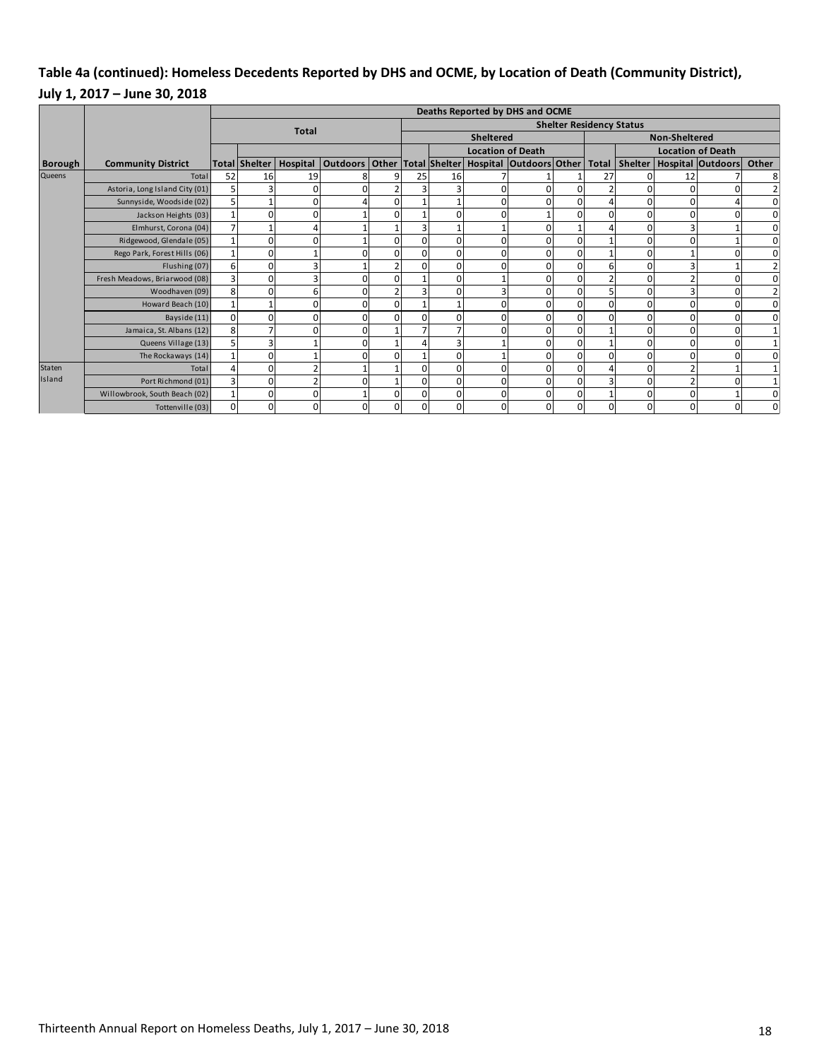## Table 4a (continued): Homeless Decedents Reported by DHS and OCME, by Location of Death (Community District), July 1, 2017 – June 30, 2018

| | | Deaths Reported by DHS and OCME | | | | | | | | | | | | | | |
|---|---|---|---|---|---|---|---|---|---|---|---|---|---|---|---|---|
| | | Total | | | | | Shelter Residency Status | | | | | | | | | |
| | | | | | | | Sheltered | | | | | Non-Sheltered | | | | |
| | | | | | | | | Location of Death | | | | | Location of Death | | | |
| **Borough** | **Community District** | **Total** | **Shelter** | **Hospital** | **Outdoors** | **Other** | **Total** | **Shelter** | **Hospital** | **Outdoors** | **Other** | **Total** | **Shelter** | **Hospital** | **Outdoors** | **Other** |
| Queens | Total | 52 | 16 | 19 | 8 | 9 | 25 | 16 | 7 | 1 | 1 | 27 | 0 | 12 | 7 | 8 |
| | Astoria, Long Island City (01) | 5 | 3 | 0 | 0 | 2 | 3 | 3 | 0 | 0 | 0 | 2 | 0 | 0 | 0 | 2 |
| | Sunnyside, Woodside (02) | 5 | 1 | 0 | 4 | 0 | 1 | 1 | 0 | 0 | 0 | 4 | 0 | 0 | 4 | 0 |
| | Jackson Heights (03) | 1 | 0 | 0 | 1 | 0 | 1 | 0 | 0 | 1 | 0 | 0 | 0 | 0 | 0 | 0 |
| | Elmhurst, Corona (04) | 7 | 1 | 4 | 1 | 1 | 3 | 1 | 1 | 0 | 1 | 4 | 0 | 3 | 1 | 0 |
| | Ridgewood, Glendale (05) | 1 | 0 | 0 | 1 | 0 | 0 | 0 | 0 | 0 | 0 | 1 | 0 | 0 | 1 | 0 |
| | Rego Park, Forest Hills (06) | 1 | 0 | 1 | 0 | 0 | 0 | 0 | 0 | 0 | 0 | 1 | 0 | 1 | 0 | 0 |
| | Flushing (07) | 6 | 0 | 3 | 1 | 2 | 0 | 0 | 0 | 0 | 0 | 6 | 0 | 3 | 1 | 2 |
| | Fresh Meadows, Briarwood (08) | 3 | 0 | 3 | 0 | 0 | 1 | 0 | 1 | 0 | 0 | 2 | 0 | 2 | 0 | 0 |
| | Woodhaven (09) | 8 | 0 | 6 | 0 | 2 | 3 | 0 | 3 | 0 | 0 | 5 | 0 | 3 | 0 | 2 |
| | Howard Beach (10) | 1 | 1 | 0 | 0 | 0 | 1 | 1 | 0 | 0 | 0 | 0 | 0 | 0 | 0 | 0 |
| | Bayside (11) | 0 | 0 | 0 | 0 | 0 | 0 | 0 | 0 | 0 | 0 | 0 | 0 | 0 | 0 | 0 |
| | Jamaica, St. Albans (12) | 8 | 7 | 0 | 0 | 1 | 7 | 7 | 0 | 0 | 0 | 1 | 0 | 0 | 0 | 1 |
| | Queens Village (13) | 5 | 3 | 1 | 0 | 1 | 4 | 3 | 1 | 0 | 0 | 1 | 0 | 0 | 0 | 1 |
| | The Rockaways (14) | 1 | 0 | 1 | 0 | 0 | 1 | 0 | 1 | 0 | 0 | 0 | 0 | 0 | 0 | 0 |
| Staten Island | Total | 4 | 0 | 2 | 1 | 1 | 0 | 0 | 0 | 0 | 0 | 4 | 0 | 2 | 1 | 1 |
| | Port Richmond (01) | 3 | 0 | 2 | 0 | 1 | 0 | 0 | 0 | 0 | 0 | 3 | 0 | 2 | 0 | 1 |
| | Willowbrook, South Beach (02) | 1 | 0 | 0 | 1 | 0 | 0 | 0 | 0 | 0 | 0 | 1 | 0 | 0 | 1 | 0 |
| | Tottenville (03) | 0 | 0 | 0 | 0 | 0 | 0 | 0 | 0 | 0 | 0 | 0 | 0 | 0 | 0 | 0 |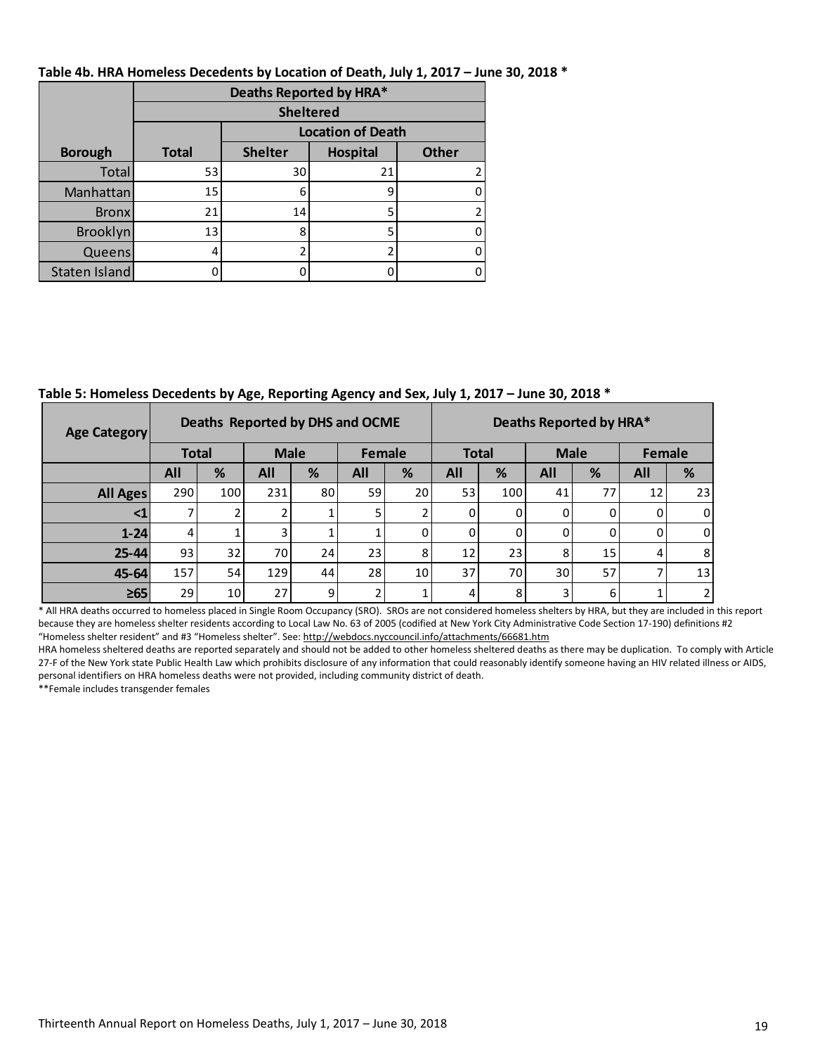**Table 4b. HRA Homeless Decedents by Location of Death, July 1, 2017 – June 30, 2018 ***

| | Deaths Reported by HRA* | | | |
|---|---|---|---|---|
| | Sheltered | | | |
| | | Location of Death | | |
| **Borough** | **Total** | **Shelter** | **Hospital** | **Other** |
| Total | 53 | 30 | 21 | 2 |
| Manhattan | 15 | 6 | 9 | 0 |
| Bronx | 21 | 14 | 5 | 2 |
| Brooklyn | 13 | 8 | 5 | 0 |
| Queens | 4 | 2 | 2 | 0 |
| Staten Island | 0 | 0 | 0 | 0 |

**Table 5: Homeless Decedents by Age, Reporting Agency and Sex, July 1, 2017 – June 30, 2018 ***

| Age Category | Deaths Reported by DHS and OCME | | | | | | Deaths Reported by HRA* | | | | | |
|---|---|---|---|---|---|---|---|---|---|---|---|---|
| | Total | | Male | | Female | | Total | | Male | | Female | |
| | All | % | All | % | All | % | All | % | All | % | All | % |
| **All Ages** | 290 | 100 | 231 | 80 | 59 | 20 | 53 | 100 | 41 | 77 | 12 | 23 |
| **<1** | 7 | 2 | 2 | 1 | 5 | 2 | 0 | 0 | 0 | 0 | 0 | 0 |
| **1-24** | 4 | 1 | 3 | 1 | 1 | 0 | 0 | 0 | 0 | 0 | 0 | 0 |
| **25-44** | 93 | 32 | 70 | 24 | 23 | 8 | 12 | 23 | 8 | 15 | 4 | 8 |
| **45-64** | 157 | 54 | 129 | 44 | 28 | 10 | 37 | 70 | 30 | 57 | 7 | 13 |
| **≥65** | 29 | 10 | 27 | 9 | 2 | 1 | 4 | 8 | 3 | 6 | 1 | 2 |

* All HRA deaths occurred to homeless placed in Single Room Occupancy (SRO). SROs are not considered homeless shelters by HRA, but they are included in this report because they are homeless shelter residents according to Local Law No. 63 of 2005 (codified at New York City Administrative Code Section 17-190) definitions #2 "Homeless shelter resident" and #3 "Homeless shelter". See: http://webdocs.nyccouncil.info/attachments/66681.htm

HRA homeless sheltered deaths are reported separately and should not be added to other homeless sheltered deaths as there may be duplication. To comply with Article 27-F of the New York state Public Health Law which prohibits disclosure of any information that could reasonably identify someone having an HIV related illness or AIDS, personal identifiers on HRA homeless deaths were not provided, including community district of death.

**Female includes transgender females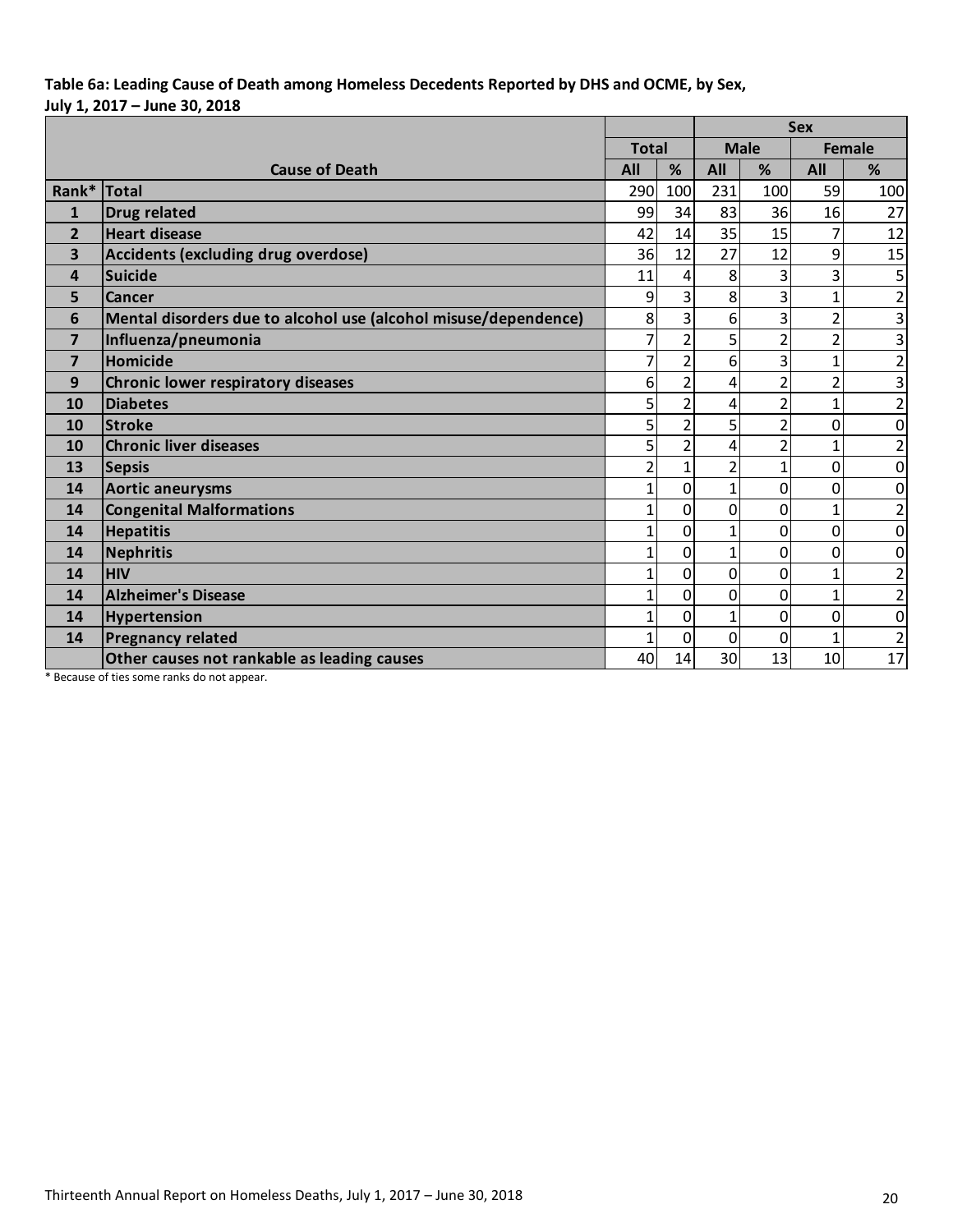**Table 6a: Leading Cause of Death among Homeless Decedents Reported by DHS and OCME, by Sex, July 1, 2017 – June 30, 2018**

| | | | | Sex | | | |
|---|---|---|---|---|---|---|---|
| | | Total | | Male | | Female | |
| | Cause of Death | All | % | All | % | All | % |
| Rank* | Total | 290 | 100 | 231 | 100 | 59 | 100 |
| 1 | Drug related | 99 | 34 | 83 | 36 | 16 | 27 |
| 2 | Heart disease | 42 | 14 | 35 | 15 | 7 | 12 |
| 3 | Accidents (excluding drug overdose) | 36 | 12 | 27 | 12 | 9 | 15 |
| 4 | Suicide | 11 | 4 | 8 | 3 | 3 | 5 |
| 5 | Cancer | 9 | 3 | 8 | 3 | 1 | 2 |
| 6 | Mental disorders due to alcohol use (alcohol misuse/dependence) | 8 | 3 | 6 | 3 | 2 | 3 |
| 7 | Influenza/pneumonia | 7 | 2 | 5 | 2 | 2 | 3 |
| 7 | Homicide | 7 | 2 | 6 | 3 | 1 | 2 |
| 9 | Chronic lower respiratory diseases | 6 | 2 | 4 | 2 | 2 | 3 |
| 10 | Diabetes | 5 | 2 | 4 | 2 | 1 | 2 |
| 10 | Stroke | 5 | 2 | 5 | 2 | 0 | 0 |
| 10 | Chronic liver diseases | 5 | 2 | 4 | 2 | 1 | 2 |
| 13 | Sepsis | 2 | 1 | 2 | 1 | 0 | 0 |
| 14 | Aortic aneurysms | 1 | 0 | 1 | 0 | 0 | 0 |
| 14 | Congenital Malformations | 1 | 0 | 0 | 0 | 1 | 2 |
| 14 | Hepatitis | 1 | 0 | 1 | 0 | 0 | 0 |
| 14 | Nephritis | 1 | 0 | 1 | 0 | 0 | 0 |
| 14 | HIV | 1 | 0 | 0 | 0 | 1 | 2 |
| 14 | Alzheimer's Disease | 1 | 0 | 0 | 0 | 1 | 2 |
| 14 | Hypertension | 1 | 0 | 1 | 0 | 0 | 0 |
| 14 | Pregnancy related | 1 | 0 | 0 | 0 | 1 | 2 |
| | Other causes not rankable as leading causes | 40 | 14 | 30 | 13 | 10 | 17 |

\* Because of ties some ranks do not appear.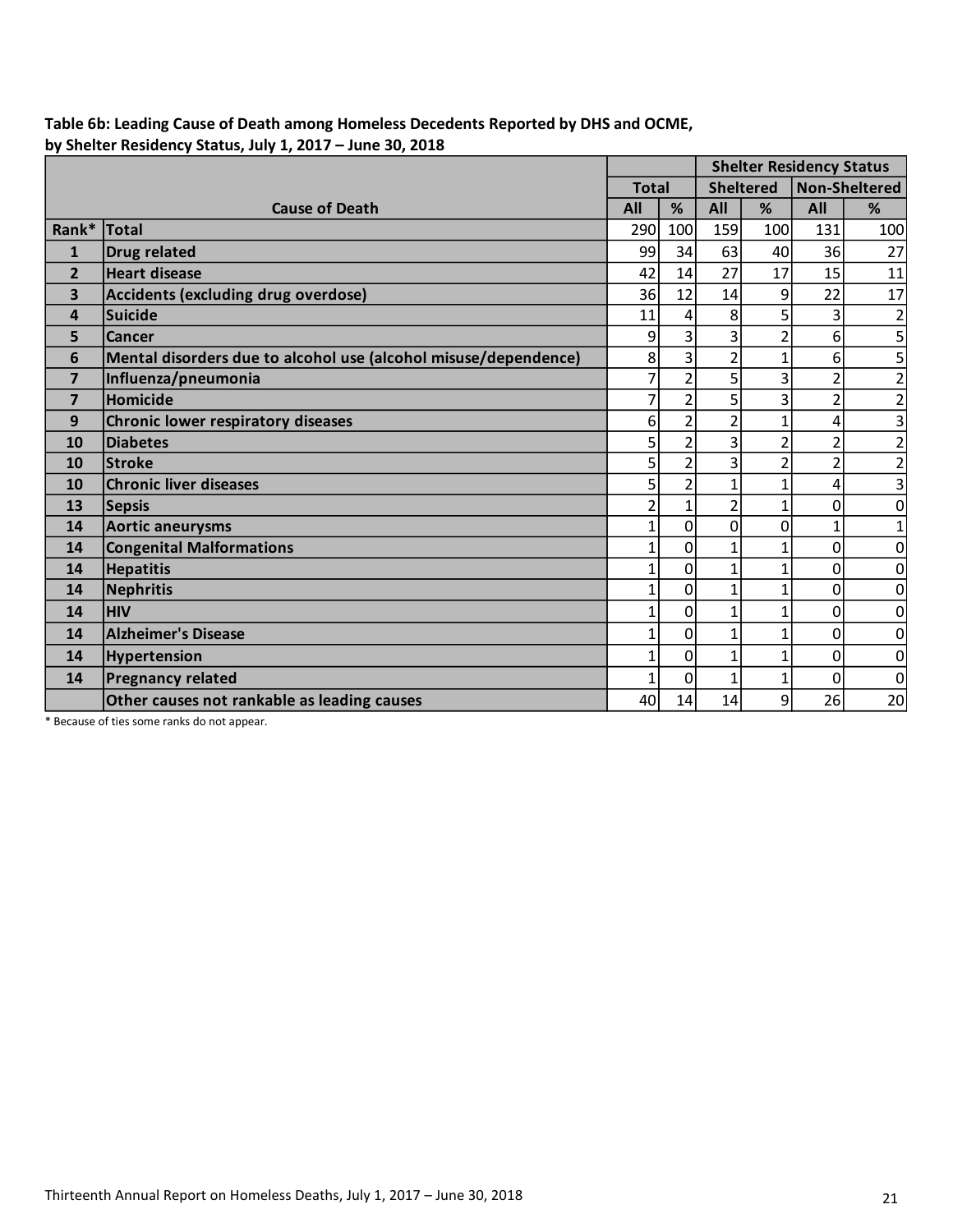**Table 6b: Leading Cause of Death among Homeless Decedents Reported by DHS and OCME, by Shelter Residency Status, July 1, 2017 – June 30, 2018**

| | | | | Shelter Residency Status | | | |
|---|---|---|---|---|---|---|---|
| | | Total | | Sheltered | | Non-Sheltered | |
| | Cause of Death | All | % | All | % | All | % |
| Rank* | Total | 290 | 100 | 159 | 100 | 131 | 100 |
| 1 | Drug related | 99 | 34 | 63 | 40 | 36 | 27 |
| 2 | Heart disease | 42 | 14 | 27 | 17 | 15 | 11 |
| 3 | Accidents (excluding drug overdose) | 36 | 12 | 14 | 9 | 22 | 17 |
| 4 | Suicide | 11 | 4 | 8 | 5 | 3 | 2 |
| 5 | Cancer | 9 | 3 | 3 | 2 | 6 | 5 |
| 6 | Mental disorders due to alcohol use (alcohol misuse/dependence) | 8 | 3 | 2 | 1 | 6 | 5 |
| 7 | Influenza/pneumonia | 7 | 2 | 5 | 3 | 2 | 2 |
| 7 | Homicide | 7 | 2 | 5 | 3 | 2 | 2 |
| 9 | Chronic lower respiratory diseases | 6 | 2 | 2 | 1 | 4 | 3 |
| 10 | Diabetes | 5 | 2 | 3 | 2 | 2 | 2 |
| 10 | Stroke | 5 | 2 | 3 | 2 | 2 | 2 |
| 10 | Chronic liver diseases | 5 | 2 | 1 | 1 | 4 | 3 |
| 13 | Sepsis | 2 | 1 | 2 | 1 | 0 | 0 |
| 14 | Aortic aneurysms | 1 | 0 | 0 | 0 | 1 | 1 |
| 14 | Congenital Malformations | 1 | 0 | 1 | 1 | 0 | 0 |
| 14 | Hepatitis | 1 | 0 | 1 | 1 | 0 | 0 |
| 14 | Nephritis | 1 | 0 | 1 | 1 | 0 | 0 |
| 14 | HIV | 1 | 0 | 1 | 1 | 0 | 0 |
| 14 | Alzheimer's Disease | 1 | 0 | 1 | 1 | 0 | 0 |
| 14 | Hypertension | 1 | 0 | 1 | 1 | 0 | 0 |
| 14 | Pregnancy related | 1 | 0 | 1 | 1 | 0 | 0 |
| | Other causes not rankable as leading causes | 40 | 14 | 14 | 9 | 26 | 20 |

* Because of ties some ranks do not appear.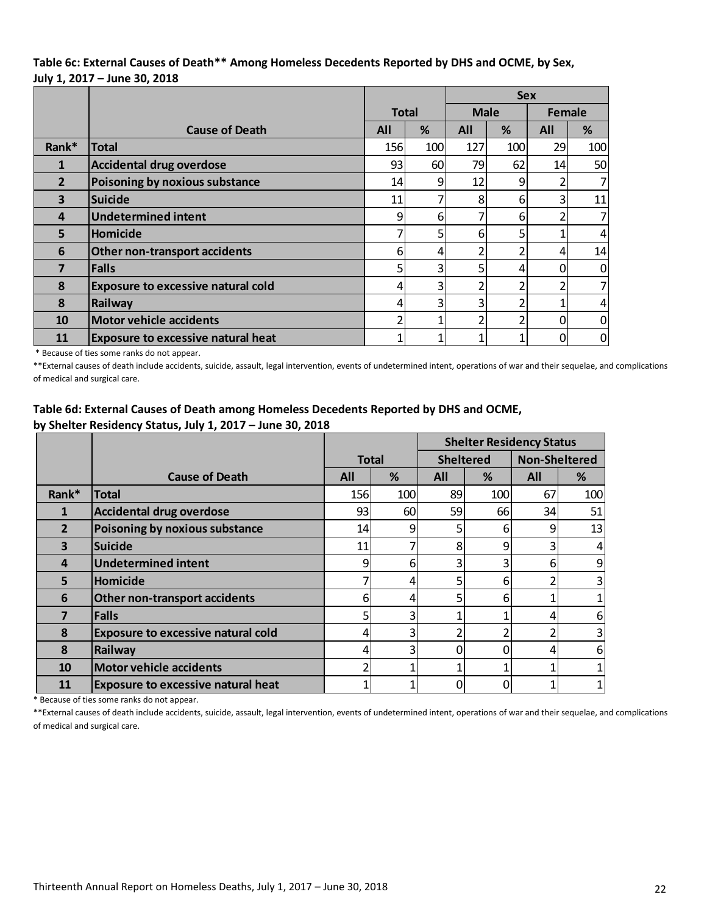**Table 6c: External Causes of Death** Among Homeless Decedents Reported by DHS and OCME, by Sex, July 1, 2017 – June 30, 2018**

| | | Total | | Sex | | | |
|---|---|---|---|---|---|---|---|
| | | | | Male | | Female | |
| | Cause of Death | All | % | All | % | All | % |
| Rank* | Total | 156 | 100 | 127 | 100 | 29 | 100 |
| 1 | Accidental drug overdose | 93 | 60 | 79 | 62 | 14 | 50 |
| 2 | Poisoning by noxious substance | 14 | 9 | 12 | 9 | 2 | 7 |
| 3 | Suicide | 11 | 7 | 8 | 6 | 3 | 11 |
| 4 | Undetermined intent | 9 | 6 | 7 | 6 | 2 | 7 |
| 5 | Homicide | 7 | 5 | 6 | 5 | 1 | 4 |
| 6 | Other non-transport accidents | 6 | 4 | 2 | 2 | 4 | 14 |
| 7 | Falls | 5 | 3 | 5 | 4 | 0 | 0 |
| 8 | Exposure to excessive natural cold | 4 | 3 | 2 | 2 | 2 | 7 |
| 8 | Railway | 4 | 3 | 3 | 2 | 1 | 4 |
| 10 | Motor vehicle accidents | 2 | 1 | 2 | 2 | 0 | 0 |
| 11 | Exposure to excessive natural heat | 1 | 1 | 1 | 1 | 0 | 0 |

\* Because of ties some ranks do not appear.

**External causes of death include accidents, suicide, assault, legal intervention, events of undetermined intent, operations of war and their sequelae, and complications of medical and surgical care.

**Table 6d: External Causes of Death among Homeless Decedents Reported by DHS and OCME, by Shelter Residency Status, July 1, 2017 – June 30, 2018**

| | | Total | | Shelter Residency Status | | | |
|---|---|---|---|---|---|---|---|
| | | | | Sheltered | | Non-Sheltered | |
| | Cause of Death | All | % | All | % | All | % |
| Rank* | Total | 156 | 100 | 89 | 100 | 67 | 100 |
| 1 | Accidental drug overdose | 93 | 60 | 59 | 66 | 34 | 51 |
| 2 | Poisoning by noxious substance | 14 | 9 | 5 | 6 | 9 | 13 |
| 3 | Suicide | 11 | 7 | 8 | 9 | 3 | 4 |
| 4 | Undetermined intent | 9 | 6 | 3 | 3 | 6 | 9 |
| 5 | Homicide | 7 | 4 | 5 | 6 | 2 | 3 |
| 6 | Other non-transport accidents | 6 | 4 | 5 | 6 | 1 | 1 |
| 7 | Falls | 5 | 3 | 1 | 1 | 4 | 6 |
| 8 | Exposure to excessive natural cold | 4 | 3 | 2 | 2 | 2 | 3 |
| 8 | Railway | 4 | 3 | 0 | 0 | 4 | 6 |
| 10 | Motor vehicle accidents | 2 | 1 | 1 | 1 | 1 | 1 |
| 11 | Exposure to excessive natural heat | 1 | 1 | 0 | 0 | 1 | 1 |

\* Because of ties some ranks do not appear.

**External causes of death include accidents, suicide, assault, legal intervention, events of undetermined intent, operations of war and their sequelae, and complications of medical and surgical care.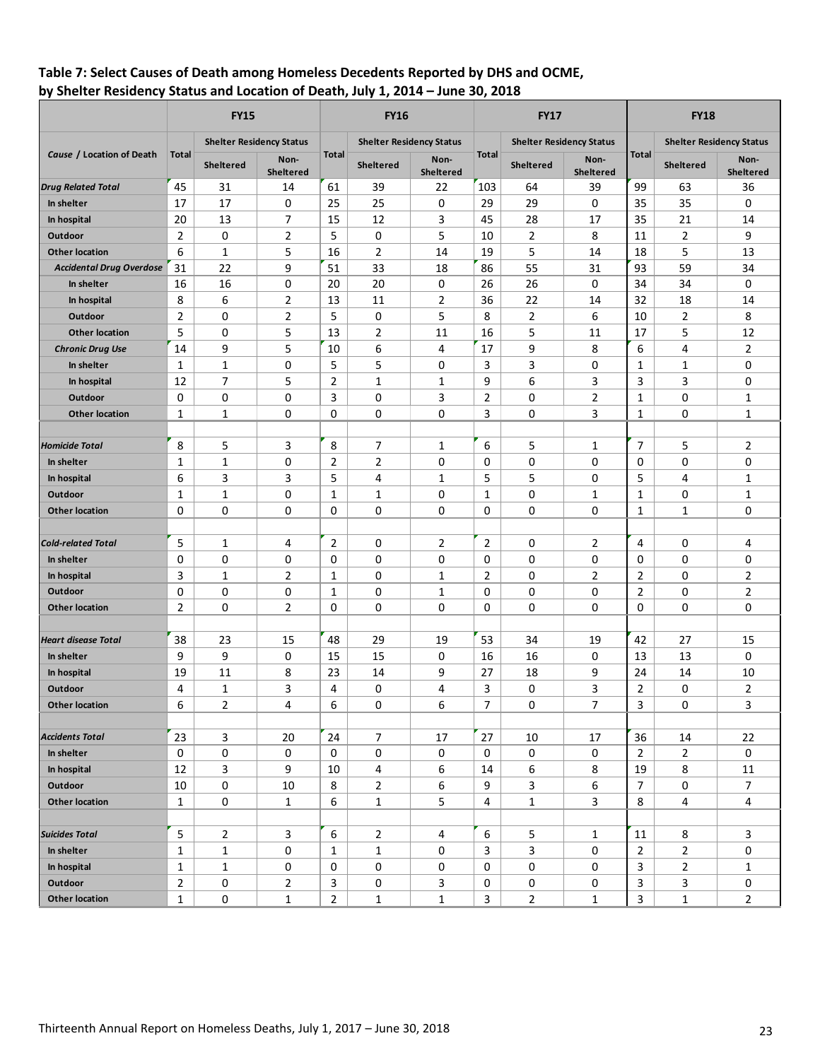**Table 7: Select Causes of Death among Homeless Decedents Reported by DHS and OCME, by Shelter Residency Status and Location of Death, July 1, 2014 – June 30, 2018**

| *Cause* / Location of Death | FY15 | | | FY16 | | | FY17 | | | FY18 | | |
|---|---|---|---|---|---|---|---|---|---|---|---|---|
| | Total | Shelter Residency Status | | Total | Shelter Residency Status | | Total | Shelter Residency Status | | Total | Shelter Residency Status | |
| | | Sheltered | Non-Sheltered | | Sheltered | Non-Sheltered | | Sheltered | Non-Sheltered | | Sheltered | Non-Sheltered |
| ***Drug Related Total*** | 45 | 31 | 14 | 61 | 39 | 22 | 103 | 64 | 39 | 99 | 63 | 36 |
| In shelter | 17 | 17 | 0 | 25 | 25 | 0 | 29 | 29 | 0 | 35 | 35 | 0 |
| In hospital | 20 | 13 | 7 | 15 | 12 | 3 | 45 | 28 | 17 | 35 | 21 | 14 |
| Outdoor | 2 | 0 | 2 | 5 | 0 | 5 | 10 | 2 | 8 | 11 | 2 | 9 |
| Other location | 6 | 1 | 5 | 16 | 2 | 14 | 19 | 5 | 14 | 18 | 5 | 13 |
| ***Accidental Drug Overdose*** | 31 | 22 | 9 | 51 | 33 | 18 | 86 | 55 | 31 | 93 | 59 | 34 |
| In shelter | 16 | 16 | 0 | 20 | 20 | 0 | 26 | 26 | 0 | 34 | 34 | 0 |
| In hospital | 8 | 6 | 2 | 13 | 11 | 2 | 36 | 22 | 14 | 32 | 18 | 14 |
| Outdoor | 2 | 0 | 2 | 5 | 0 | 5 | 8 | 2 | 6 | 10 | 2 | 8 |
| Other location | 5 | 0 | 5 | 13 | 2 | 11 | 16 | 5 | 11 | 17 | 5 | 12 |
| ***Chronic Drug Use*** | 14 | 9 | 5 | 10 | 6 | 4 | 17 | 9 | 8 | 6 | 4 | 2 |
| In shelter | 1 | 1 | 0 | 5 | 5 | 0 | 3 | 3 | 0 | 1 | 1 | 0 |
| In hospital | 12 | 7 | 5 | 2 | 1 | 1 | 9 | 6 | 3 | 3 | 3 | 0 |
| Outdoor | 0 | 0 | 0 | 3 | 0 | 3 | 2 | 0 | 2 | 1 | 0 | 1 |
| Other location | 1 | 1 | 0 | 0 | 0 | 0 | 3 | 0 | 3 | 1 | 0 | 1 |
| | | | | | | | | | | | | |
| ***Homicide Total*** | 8 | 5 | 3 | 8 | 7 | 1 | 6 | 5 | 1 | 7 | 5 | 2 |
| In shelter | 1 | 1 | 0 | 2 | 2 | 0 | 0 | 0 | 0 | 0 | 0 | 0 |
| In hospital | 6 | 3 | 3 | 5 | 4 | 1 | 5 | 5 | 0 | 5 | 4 | 1 |
| Outdoor | 1 | 1 | 0 | 1 | 1 | 0 | 1 | 0 | 1 | 1 | 0 | 1 |
| Other location | 0 | 0 | 0 | 0 | 0 | 0 | 0 | 0 | 0 | 1 | 1 | 0 |
| | | | | | | | | | | | | |
| ***Cold-related Total*** | 5 | 1 | 4 | 2 | 0 | 2 | 2 | 0 | 2 | 4 | 0 | 4 |
| In shelter | 0 | 0 | 0 | 0 | 0 | 0 | 0 | 0 | 0 | 0 | 0 | 0 |
| In hospital | 3 | 1 | 2 | 1 | 0 | 1 | 2 | 0 | 2 | 2 | 0 | 2 |
| Outdoor | 0 | 0 | 0 | 1 | 0 | 1 | 0 | 0 | 0 | 2 | 0 | 2 |
| Other location | 2 | 0 | 2 | 0 | 0 | 0 | 0 | 0 | 0 | 0 | 0 | 0 |
| | | | | | | | | | | | | |
| ***Heart disease Total*** | 38 | 23 | 15 | 48 | 29 | 19 | 53 | 34 | 19 | 42 | 27 | 15 |
| In shelter | 9 | 9 | 0 | 15 | 15 | 0 | 16 | 16 | 0 | 13 | 13 | 0 |
| In hospital | 19 | 11 | 8 | 23 | 14 | 9 | 27 | 18 | 9 | 24 | 14 | 10 |
| Outdoor | 4 | 1 | 3 | 4 | 0 | 4 | 3 | 0 | 3 | 2 | 0 | 2 |
| Other location | 6 | 2 | 4 | 6 | 0 | 6 | 7 | 0 | 7 | 3 | 0 | 3 |
| | | | | | | | | | | | | |
| ***Accidents Total*** | 23 | 3 | 20 | 24 | 7 | 17 | 27 | 10 | 17 | 36 | 14 | 22 |
| In shelter | 0 | 0 | 0 | 0 | 0 | 0 | 0 | 0 | 0 | 2 | 2 | 0 |
| In hospital | 12 | 3 | 9 | 10 | 4 | 6 | 14 | 6 | 8 | 19 | 8 | 11 |
| Outdoor | 10 | 0 | 10 | 8 | 2 | 6 | 9 | 3 | 6 | 7 | 0 | 7 |
| Other location | 1 | 0 | 1 | 6 | 1 | 5 | 4 | 1 | 3 | 8 | 4 | 4 |
| | | | | | | | | | | | | |
| ***Suicides Total*** | 5 | 2 | 3 | 6 | 2 | 4 | 6 | 5 | 1 | 11 | 8 | 3 |
| In shelter | 1 | 1 | 0 | 1 | 1 | 0 | 3 | 3 | 0 | 2 | 2 | 0 |
| In hospital | 1 | 1 | 0 | 0 | 0 | 0 | 0 | 0 | 0 | 3 | 2 | 1 |
| Outdoor | 2 | 0 | 2 | 3 | 0 | 3 | 0 | 0 | 0 | 3 | 3 | 0 |
| Other location | 1 | 0 | 1 | 2 | 1 | 1 | 3 | 2 | 1 | 3 | 1 | 2 |